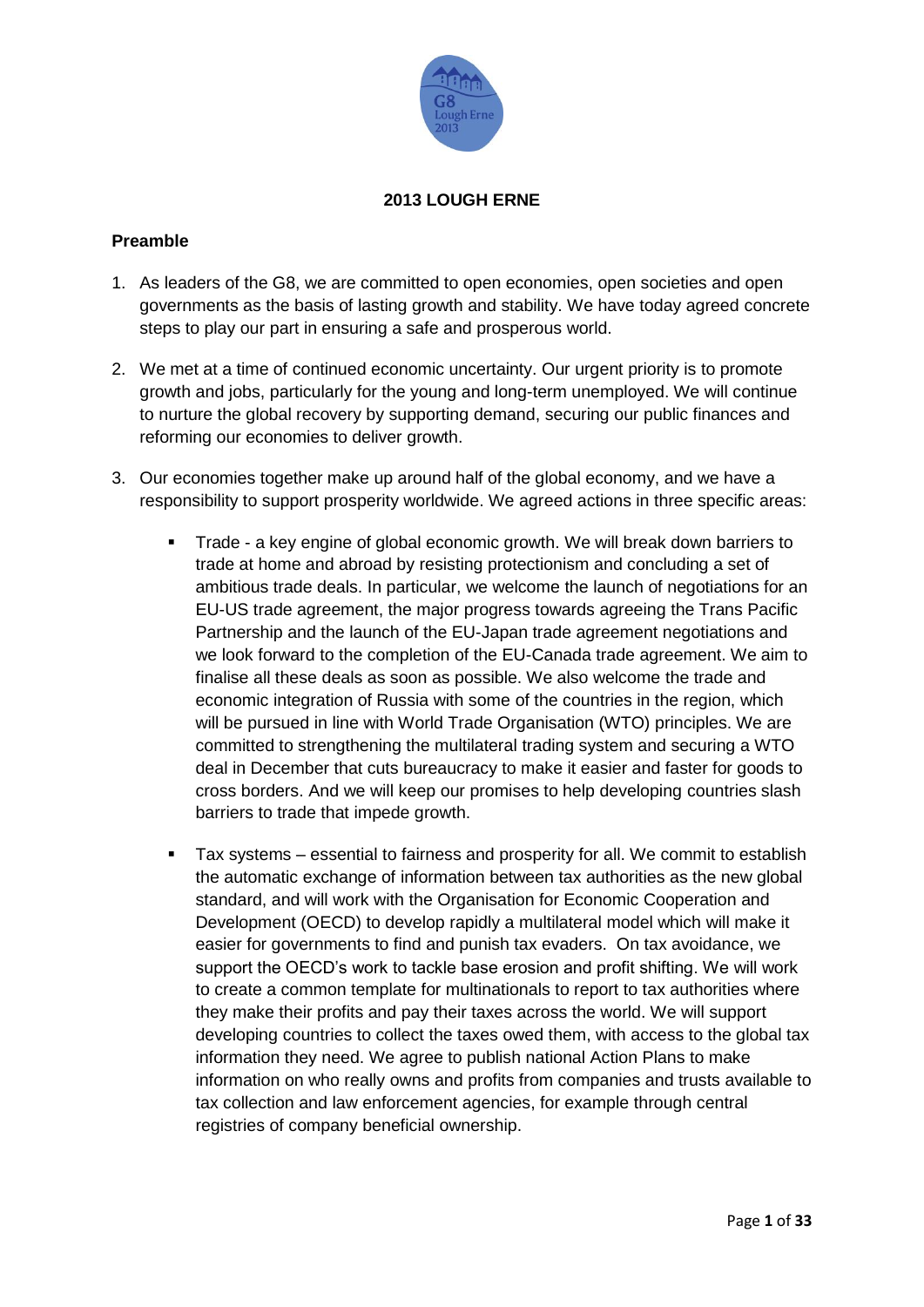# 2013 LOUGH ERNE

## Preamble

1. As leaders of the G8, we are committed to open economies, open societies and open governments as the basis of lasting growth and stability. We have today agreed concrete steps to play our part in ensuring a safe and prosperous world.

2. We met at a time of continued economic uncertainty. Our urgent priority is to promote growth and jobs, particularly for the young and long-term unemployed. We will continue to nurture the global recovery by supporting demand, securing our public finances and reforming our economies to deliver growth.

3. Our economies together make up around half of the global economy, and we have a responsibility to support prosperity worldwide. We agreed actions in three specific areas:

   - Trade - a key engine of global economic growth. We will break down barriers to trade at home and abroad by resisting protectionism and concluding a set of ambitious trade deals. In particular, we welcome the launch of negotiations for an EU-US trade agreement, the major progress towards agreeing the Trans Pacific Partnership and the launch of the EU-Japan trade agreement negotiations and we look forward to the completion of the EU-Canada trade agreement. We aim to finalise all these deals as soon as possible. We also welcome the trade and economic integration of Russia with some of the countries in the region, which will be pursued in line with World Trade Organisation (WTO) principles. We are committed to strengthening the multilateral trading system and securing a WTO deal in December that cuts bureaucracy to make it easier and faster for goods to cross borders. And we will keep our promises to help developing countries slash barriers to trade that impede growth.

   - Tax systems – essential to fairness and prosperity for all. We commit to establish the automatic exchange of information between tax authorities as the new global standard, and will work with the Organisation for Economic Cooperation and Development (OECD) to develop rapidly a multilateral model which will make it easier for governments to find and punish tax evaders. On tax avoidance, we support the OECD's work to tackle base erosion and profit shifting. We will work to create a common template for multinationals to report to tax authorities where they make their profits and pay their taxes across the world. We will support developing countries to collect the taxes owed them, with access to the global tax information they need. We agree to publish national Action Plans to make information on who really owns and profits from companies and trusts available to tax collection and law enforcement agencies, for example through central registries of company beneficial ownership.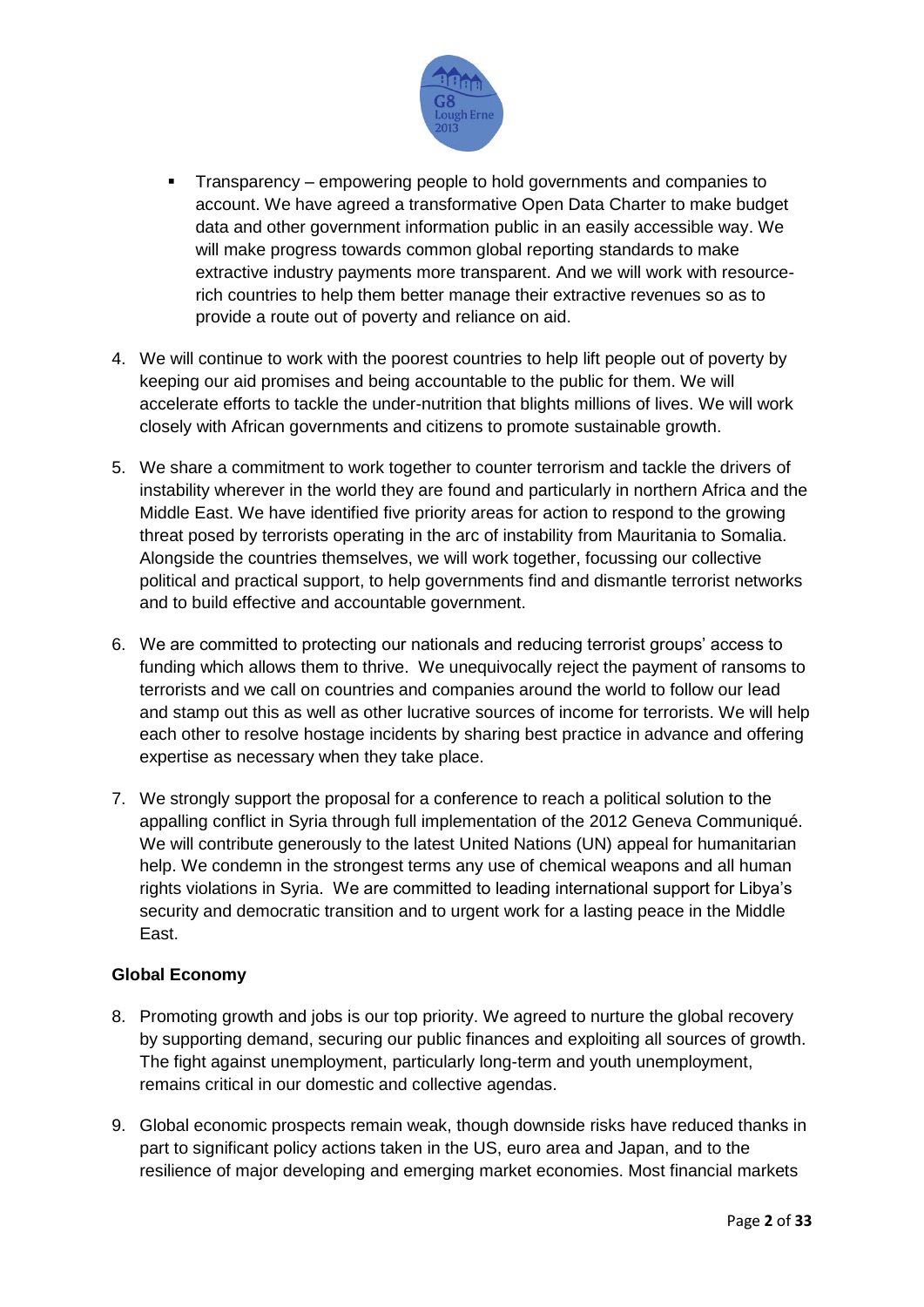- Transparency – empowering people to hold governments and companies to account. We have agreed a transformative Open Data Charter to make budget data and other government information public in an easily accessible way. We will make progress towards common global reporting standards to make extractive industry payments more transparent. And we will work with resource-rich countries to help them better manage their extractive revenues so as to provide a route out of poverty and reliance on aid.

4. We will continue to work with the poorest countries to help lift people out of poverty by keeping our aid promises and being accountable to the public for them. We will accelerate efforts to tackle the under-nutrition that blights millions of lives. We will work closely with African governments and citizens to promote sustainable growth.

5. We share a commitment to work together to counter terrorism and tackle the drivers of instability wherever in the world they are found and particularly in northern Africa and the Middle East. We have identified five priority areas for action to respond to the growing threat posed by terrorists operating in the arc of instability from Mauritania to Somalia. Alongside the countries themselves, we will work together, focussing our collective political and practical support, to help governments find and dismantle terrorist networks and to build effective and accountable government.

6. We are committed to protecting our nationals and reducing terrorist groups' access to funding which allows them to thrive. We unequivocally reject the payment of ransoms to terrorists and we call on countries and companies around the world to follow our lead and stamp out this as well as other lucrative sources of income for terrorists. We will help each other to resolve hostage incidents by sharing best practice in advance and offering expertise as necessary when they take place.

7. We strongly support the proposal for a conference to reach a political solution to the appalling conflict in Syria through full implementation of the 2012 Geneva Communiqué. We will contribute generously to the latest United Nations (UN) appeal for humanitarian help. We condemn in the strongest terms any use of chemical weapons and all human rights violations in Syria. We are committed to leading international support for Libya's security and democratic transition and to urgent work for a lasting peace in the Middle East.

**Global Economy**

8. Promoting growth and jobs is our top priority. We agreed to nurture the global recovery by supporting demand, securing our public finances and exploiting all sources of growth. The fight against unemployment, particularly long-term and youth unemployment, remains critical in our domestic and collective agendas.

9. Global economic prospects remain weak, though downside risks have reduced thanks in part to significant policy actions taken in the US, euro area and Japan, and to the resilience of major developing and emerging market economies. Most financial markets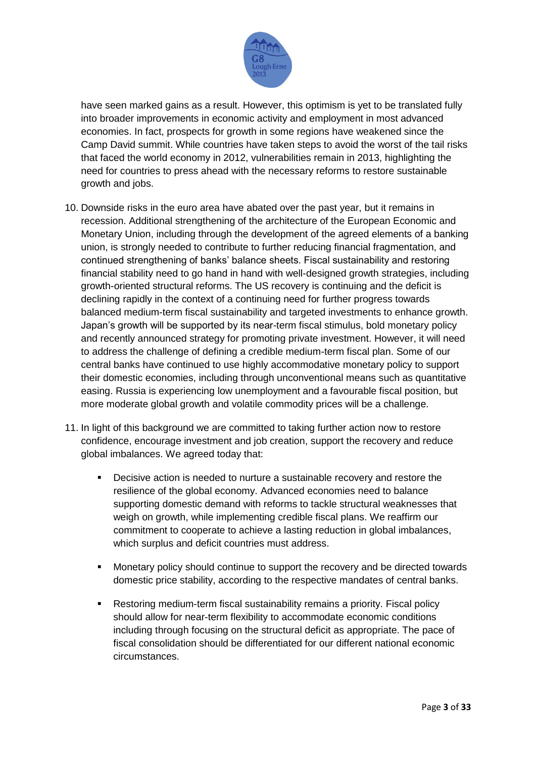have seen marked gains as a result. However, this optimism is yet to be translated fully into broader improvements in economic activity and employment in most advanced economies. In fact, prospects for growth in some regions have weakened since the Camp David summit. While countries have taken steps to avoid the worst of the tail risks that faced the world economy in 2012, vulnerabilities remain in 2013, highlighting the need for countries to press ahead with the necessary reforms to restore sustainable growth and jobs.

10. Downside risks in the euro area have abated over the past year, but it remains in recession. Additional strengthening of the architecture of the European Economic and Monetary Union, including through the development of the agreed elements of a banking union, is strongly needed to contribute to further reducing financial fragmentation, and continued strengthening of banks' balance sheets. Fiscal sustainability and restoring financial stability need to go hand in hand with well-designed growth strategies, including growth-oriented structural reforms. The US recovery is continuing and the deficit is declining rapidly in the context of a continuing need for further progress towards balanced medium-term fiscal sustainability and targeted investments to enhance growth. Japan's growth will be supported by its near-term fiscal stimulus, bold monetary policy and recently announced strategy for promoting private investment. However, it will need to address the challenge of defining a credible medium-term fiscal plan. Some of our central banks have continued to use highly accommodative monetary policy to support their domestic economies, including through unconventional means such as quantitative easing. Russia is experiencing low unemployment and a favourable fiscal position, but more moderate global growth and volatile commodity prices will be a challenge.

11. In light of this background we are committed to taking further action now to restore confidence, encourage investment and job creation, support the recovery and reduce global imbalances. We agreed today that:

    - Decisive action is needed to nurture a sustainable recovery and restore the resilience of the global economy. Advanced economies need to balance supporting domestic demand with reforms to tackle structural weaknesses that weigh on growth, while implementing credible fiscal plans. We reaffirm our commitment to cooperate to achieve a lasting reduction in global imbalances, which surplus and deficit countries must address.

    - Monetary policy should continue to support the recovery and be directed towards domestic price stability, according to the respective mandates of central banks.

    - Restoring medium-term fiscal sustainability remains a priority. Fiscal policy should allow for near-term flexibility to accommodate economic conditions including through focusing on the structural deficit as appropriate. The pace of fiscal consolidation should be differentiated for our different national economic circumstances.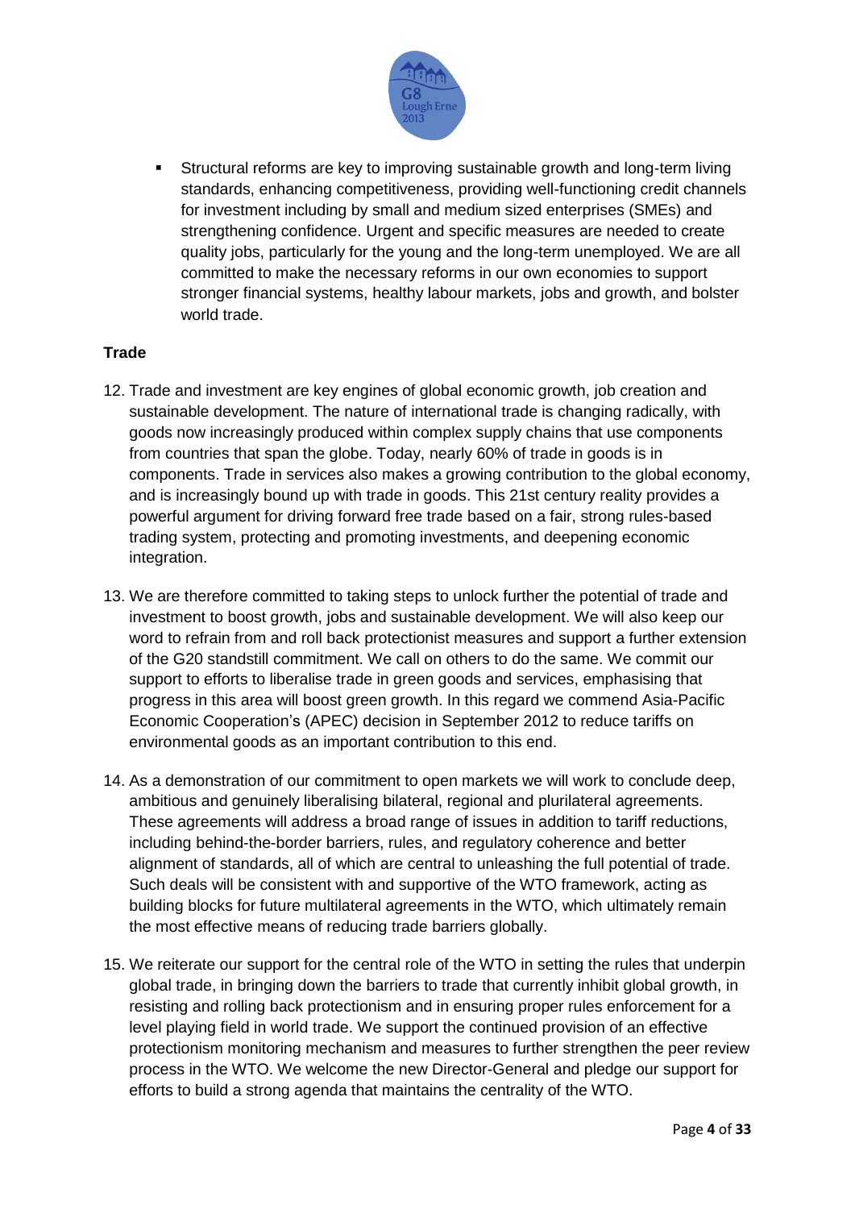- Structural reforms are key to improving sustainable growth and long-term living standards, enhancing competitiveness, providing well-functioning credit channels for investment including by small and medium sized enterprises (SMEs) and strengthening confidence. Urgent and specific measures are needed to create quality jobs, particularly for the young and the long-term unemployed. We are all committed to make the necessary reforms in our own economies to support stronger financial systems, healthy labour markets, jobs and growth, and bolster world trade.

**Trade**

12. Trade and investment are key engines of global economic growth, job creation and sustainable development. The nature of international trade is changing radically, with goods now increasingly produced within complex supply chains that use components from countries that span the globe. Today, nearly 60% of trade in goods is in components. Trade in services also makes a growing contribution to the global economy, and is increasingly bound up with trade in goods. This 21st century reality provides a powerful argument for driving forward free trade based on a fair, strong rules-based trading system, protecting and promoting investments, and deepening economic integration.

13. We are therefore committed to taking steps to unlock further the potential of trade and investment to boost growth, jobs and sustainable development. We will also keep our word to refrain from and roll back protectionist measures and support a further extension of the G20 standstill commitment. We call on others to do the same. We commit our support to efforts to liberalise trade in green goods and services, emphasising that progress in this area will boost green growth. In this regard we commend Asia-Pacific Economic Cooperation's (APEC) decision in September 2012 to reduce tariffs on environmental goods as an important contribution to this end.

14. As a demonstration of our commitment to open markets we will work to conclude deep, ambitious and genuinely liberalising bilateral, regional and plurilateral agreements. These agreements will address a broad range of issues in addition to tariff reductions, including behind-the-border barriers, rules, and regulatory coherence and better alignment of standards, all of which are central to unleashing the full potential of trade. Such deals will be consistent with and supportive of the WTO framework, acting as building blocks for future multilateral agreements in the WTO, which ultimately remain the most effective means of reducing trade barriers globally.

15. We reiterate our support for the central role of the WTO in setting the rules that underpin global trade, in bringing down the barriers to trade that currently inhibit global growth, in resisting and rolling back protectionism and in ensuring proper rules enforcement for a level playing field in world trade. We support the continued provision of an effective protectionism monitoring mechanism and measures to further strengthen the peer review process in the WTO. We welcome the new Director-General and pledge our support for efforts to build a strong agenda that maintains the centrality of the WTO.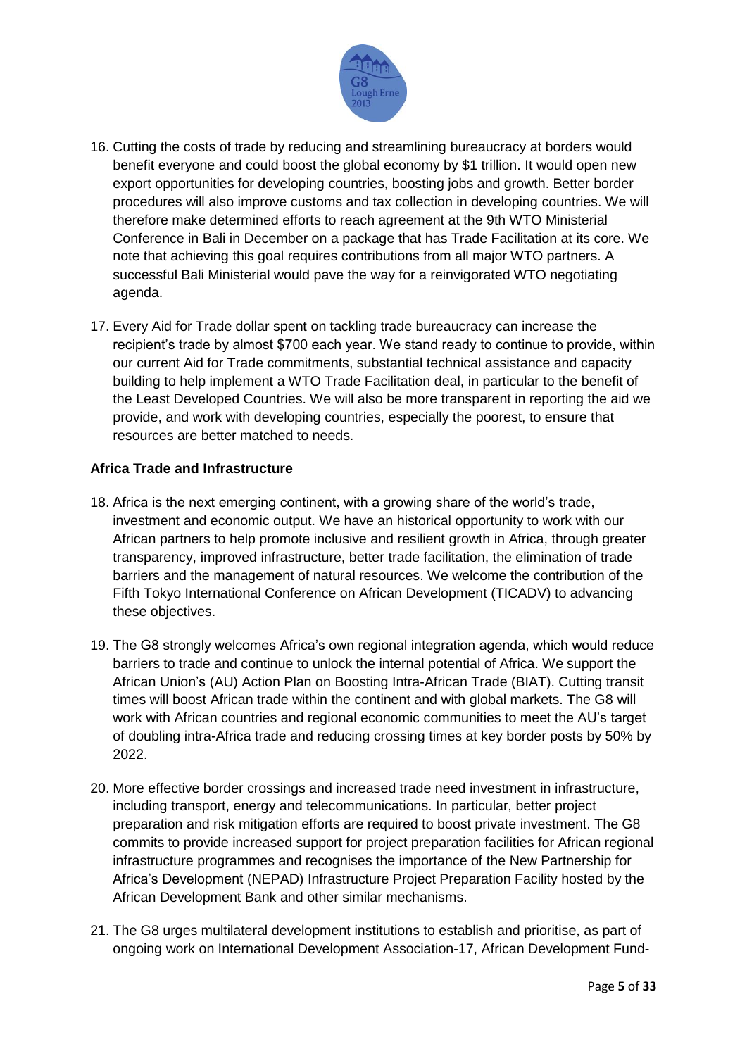16. Cutting the costs of trade by reducing and streamlining bureaucracy at borders would benefit everyone and could boost the global economy by $1 trillion. It would open new export opportunities for developing countries, boosting jobs and growth. Better border procedures will also improve customs and tax collection in developing countries. We will therefore make determined efforts to reach agreement at the 9th WTO Ministerial Conference in Bali in December on a package that has Trade Facilitation at its core. We note that achieving this goal requires contributions from all major WTO partners. A successful Bali Ministerial would pave the way for a reinvigorated WTO negotiating agenda.

17. Every Aid for Trade dollar spent on tackling trade bureaucracy can increase the recipient's trade by almost $700 each year. We stand ready to continue to provide, within our current Aid for Trade commitments, substantial technical assistance and capacity building to help implement a WTO Trade Facilitation deal, in particular to the benefit of the Least Developed Countries. We will also be more transparent in reporting the aid we provide, and work with developing countries, especially the poorest, to ensure that resources are better matched to needs.

**Africa Trade and Infrastructure**

18. Africa is the next emerging continent, with a growing share of the world's trade, investment and economic output. We have an historical opportunity to work with our African partners to help promote inclusive and resilient growth in Africa, through greater transparency, improved infrastructure, better trade facilitation, the elimination of trade barriers and the management of natural resources. We welcome the contribution of the Fifth Tokyo International Conference on African Development (TICADV) to advancing these objectives.

19. The G8 strongly welcomes Africa's own regional integration agenda, which would reduce barriers to trade and continue to unlock the internal potential of Africa. We support the African Union's (AU) Action Plan on Boosting Intra-African Trade (BIAT). Cutting transit times will boost African trade within the continent and with global markets. The G8 will work with African countries and regional economic communities to meet the AU's target of doubling intra-Africa trade and reducing crossing times at key border posts by 50% by 2022.

20. More effective border crossings and increased trade need investment in infrastructure, including transport, energy and telecommunications. In particular, better project preparation and risk mitigation efforts are required to boost private investment. The G8 commits to provide increased support for project preparation facilities for African regional infrastructure programmes and recognises the importance of the New Partnership for Africa's Development (NEPAD) Infrastructure Project Preparation Facility hosted by the African Development Bank and other similar mechanisms.

21. The G8 urges multilateral development institutions to establish and prioritise, as part of ongoing work on International Development Association-17, African Development Fund-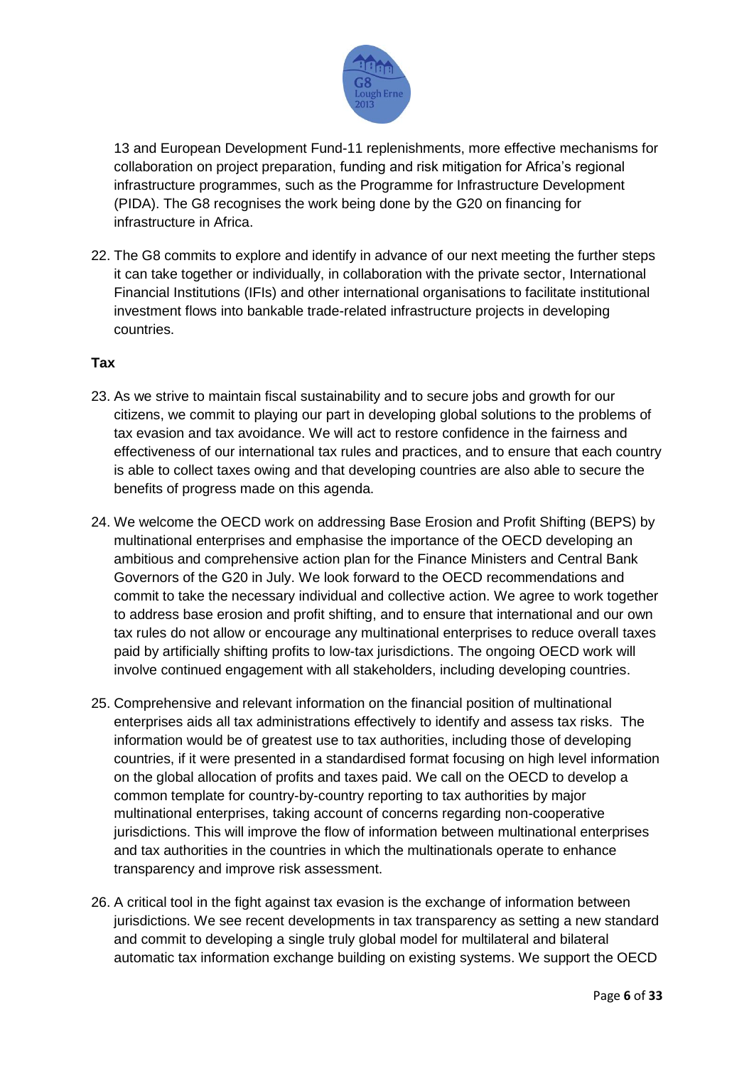13 and European Development Fund-11 replenishments, more effective mechanisms for collaboration on project preparation, funding and risk mitigation for Africa's regional infrastructure programmes, such as the Programme for Infrastructure Development (PIDA). The G8 recognises the work being done by the G20 on financing for infrastructure in Africa.

22. The G8 commits to explore and identify in advance of our next meeting the further steps it can take together or individually, in collaboration with the private sector, International Financial Institutions (IFIs) and other international organisations to facilitate institutional investment flows into bankable trade-related infrastructure projects in developing countries.

**Tax**

23. As we strive to maintain fiscal sustainability and to secure jobs and growth for our citizens, we commit to playing our part in developing global solutions to the problems of tax evasion and tax avoidance. We will act to restore confidence in the fairness and effectiveness of our international tax rules and practices, and to ensure that each country is able to collect taxes owing and that developing countries are also able to secure the benefits of progress made on this agenda.

24. We welcome the OECD work on addressing Base Erosion and Profit Shifting (BEPS) by multinational enterprises and emphasise the importance of the OECD developing an ambitious and comprehensive action plan for the Finance Ministers and Central Bank Governors of the G20 in July. We look forward to the OECD recommendations and commit to take the necessary individual and collective action. We agree to work together to address base erosion and profit shifting, and to ensure that international and our own tax rules do not allow or encourage any multinational enterprises to reduce overall taxes paid by artificially shifting profits to low-tax jurisdictions. The ongoing OECD work will involve continued engagement with all stakeholders, including developing countries.

25. Comprehensive and relevant information on the financial position of multinational enterprises aids all tax administrations effectively to identify and assess tax risks. The information would be of greatest use to tax authorities, including those of developing countries, if it were presented in a standardised format focusing on high level information on the global allocation of profits and taxes paid. We call on the OECD to develop a common template for country-by-country reporting to tax authorities by major multinational enterprises, taking account of concerns regarding non-cooperative jurisdictions. This will improve the flow of information between multinational enterprises and tax authorities in the countries in which the multinationals operate to enhance transparency and improve risk assessment.

26. A critical tool in the fight against tax evasion is the exchange of information between jurisdictions. We see recent developments in tax transparency as setting a new standard and commit to developing a single truly global model for multilateral and bilateral automatic tax information exchange building on existing systems. We support the OECD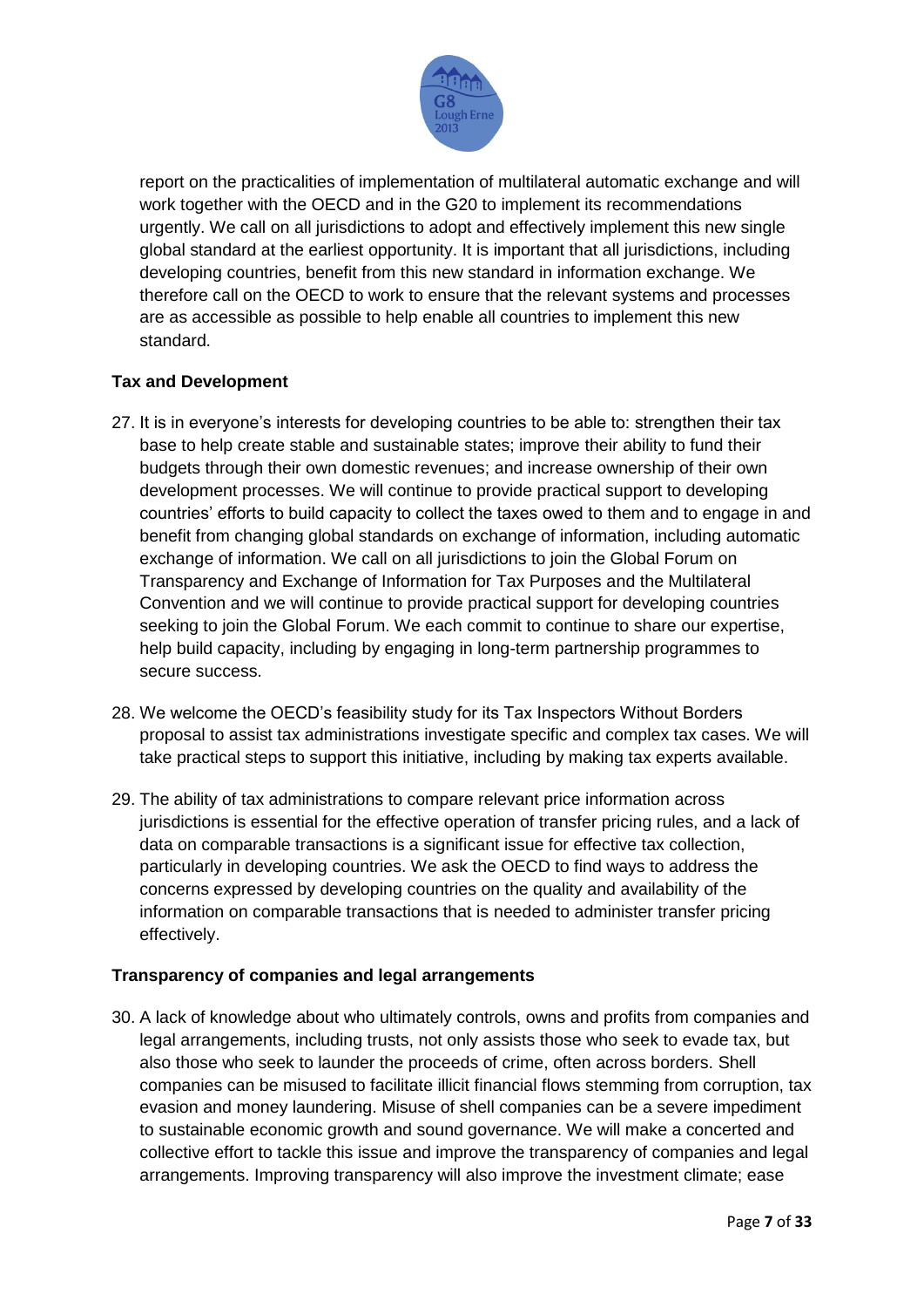report on the practicalities of implementation of multilateral automatic exchange and will work together with the OECD and in the G20 to implement its recommendations urgently. We call on all jurisdictions to adopt and effectively implement this new single global standard at the earliest opportunity. It is important that all jurisdictions, including developing countries, benefit from this new standard in information exchange. We therefore call on the OECD to work to ensure that the relevant systems and processes are as accessible as possible to help enable all countries to implement this new standard.

**Tax and Development**

27. It is in everyone's interests for developing countries to be able to: strengthen their tax base to help create stable and sustainable states; improve their ability to fund their budgets through their own domestic revenues; and increase ownership of their own development processes. We will continue to provide practical support to developing countries' efforts to build capacity to collect the taxes owed to them and to engage in and benefit from changing global standards on exchange of information, including automatic exchange of information. We call on all jurisdictions to join the Global Forum on Transparency and Exchange of Information for Tax Purposes and the Multilateral Convention and we will continue to provide practical support for developing countries seeking to join the Global Forum. We each commit to continue to share our expertise, help build capacity, including by engaging in long-term partnership programmes to secure success.

28. We welcome the OECD's feasibility study for its Tax Inspectors Without Borders proposal to assist tax administrations investigate specific and complex tax cases. We will take practical steps to support this initiative, including by making tax experts available.

29. The ability of tax administrations to compare relevant price information across jurisdictions is essential for the effective operation of transfer pricing rules, and a lack of data on comparable transactions is a significant issue for effective tax collection, particularly in developing countries. We ask the OECD to find ways to address the concerns expressed by developing countries on the quality and availability of the information on comparable transactions that is needed to administer transfer pricing effectively.

**Transparency of companies and legal arrangements**

30. A lack of knowledge about who ultimately controls, owns and profits from companies and legal arrangements, including trusts, not only assists those who seek to evade tax, but also those who seek to launder the proceeds of crime, often across borders. Shell companies can be misused to facilitate illicit financial flows stemming from corruption, tax evasion and money laundering. Misuse of shell companies can be a severe impediment to sustainable economic growth and sound governance. We will make a concerted and collective effort to tackle this issue and improve the transparency of companies and legal arrangements. Improving transparency will also improve the investment climate; ease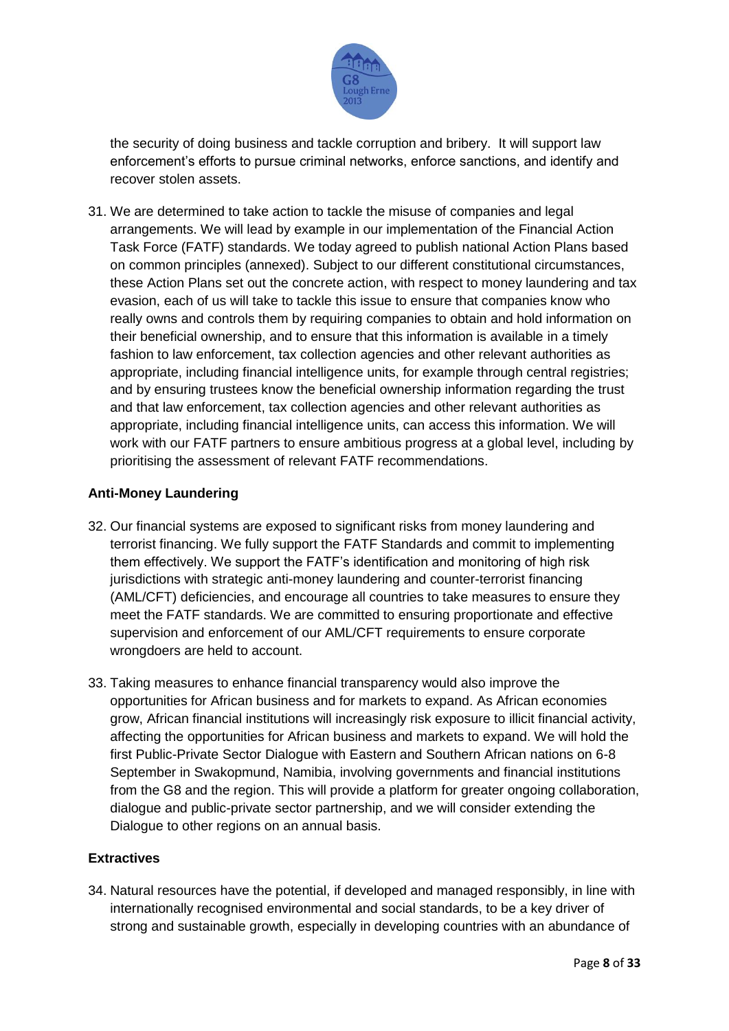the security of doing business and tackle corruption and bribery. It will support law enforcement's efforts to pursue criminal networks, enforce sanctions, and identify and recover stolen assets.

31. We are determined to take action to tackle the misuse of companies and legal arrangements. We will lead by example in our implementation of the Financial Action Task Force (FATF) standards. We today agreed to publish national Action Plans based on common principles (annexed). Subject to our different constitutional circumstances, these Action Plans set out the concrete action, with respect to money laundering and tax evasion, each of us will take to tackle this issue to ensure that companies know who really owns and controls them by requiring companies to obtain and hold information on their beneficial ownership, and to ensure that this information is available in a timely fashion to law enforcement, tax collection agencies and other relevant authorities as appropriate, including financial intelligence units, for example through central registries; and by ensuring trustees know the beneficial ownership information regarding the trust and that law enforcement, tax collection agencies and other relevant authorities as appropriate, including financial intelligence units, can access this information. We will work with our FATF partners to ensure ambitious progress at a global level, including by prioritising the assessment of relevant FATF recommendations.

**Anti-Money Laundering**

32. Our financial systems are exposed to significant risks from money laundering and terrorist financing. We fully support the FATF Standards and commit to implementing them effectively. We support the FATF's identification and monitoring of high risk jurisdictions with strategic anti-money laundering and counter-terrorist financing (AML/CFT) deficiencies, and encourage all countries to take measures to ensure they meet the FATF standards. We are committed to ensuring proportionate and effective supervision and enforcement of our AML/CFT requirements to ensure corporate wrongdoers are held to account.

33. Taking measures to enhance financial transparency would also improve the opportunities for African business and for markets to expand. As African economies grow, African financial institutions will increasingly risk exposure to illicit financial activity, affecting the opportunities for African business and markets to expand. We will hold the first Public-Private Sector Dialogue with Eastern and Southern African nations on 6-8 September in Swakopmund, Namibia, involving governments and financial institutions from the G8 and the region. This will provide a platform for greater ongoing collaboration, dialogue and public-private sector partnership, and we will consider extending the Dialogue to other regions on an annual basis.

**Extractives**

34. Natural resources have the potential, if developed and managed responsibly, in line with internationally recognised environmental and social standards, to be a key driver of strong and sustainable growth, especially in developing countries with an abundance of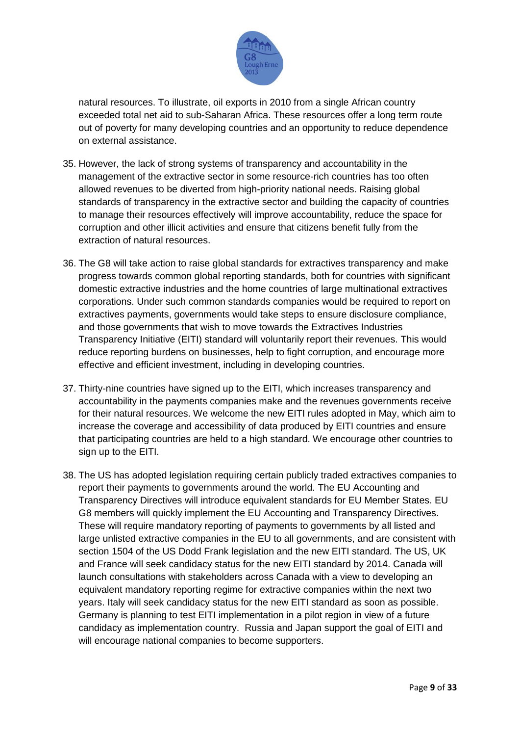natural resources. To illustrate, oil exports in 2010 from a single African country exceeded total net aid to sub-Saharan Africa. These resources offer a long term route out of poverty for many developing countries and an opportunity to reduce dependence on external assistance.

35. However, the lack of strong systems of transparency and accountability in the management of the extractive sector in some resource-rich countries has too often allowed revenues to be diverted from high-priority national needs. Raising global standards of transparency in the extractive sector and building the capacity of countries to manage their resources effectively will improve accountability, reduce the space for corruption and other illicit activities and ensure that citizens benefit fully from the extraction of natural resources.

36. The G8 will take action to raise global standards for extractives transparency and make progress towards common global reporting standards, both for countries with significant domestic extractive industries and the home countries of large multinational extractives corporations. Under such common standards companies would be required to report on extractives payments, governments would take steps to ensure disclosure compliance, and those governments that wish to move towards the Extractives Industries Transparency Initiative (EITI) standard will voluntarily report their revenues. This would reduce reporting burdens on businesses, help to fight corruption, and encourage more effective and efficient investment, including in developing countries.

37. Thirty-nine countries have signed up to the EITI, which increases transparency and accountability in the payments companies make and the revenues governments receive for their natural resources. We welcome the new EITI rules adopted in May, which aim to increase the coverage and accessibility of data produced by EITI countries and ensure that participating countries are held to a high standard. We encourage other countries to sign up to the EITI.

38. The US has adopted legislation requiring certain publicly traded extractives companies to report their payments to governments around the world. The EU Accounting and Transparency Directives will introduce equivalent standards for EU Member States. EU G8 members will quickly implement the EU Accounting and Transparency Directives. These will require mandatory reporting of payments to governments by all listed and large unlisted extractive companies in the EU to all governments, and are consistent with section 1504 of the US Dodd Frank legislation and the new EITI standard. The US, UK and France will seek candidacy status for the new EITI standard by 2014. Canada will launch consultations with stakeholders across Canada with a view to developing an equivalent mandatory reporting regime for extractive companies within the next two years. Italy will seek candidacy status for the new EITI standard as soon as possible. Germany is planning to test EITI implementation in a pilot region in view of a future candidacy as implementation country. Russia and Japan support the goal of EITI and will encourage national companies to become supporters.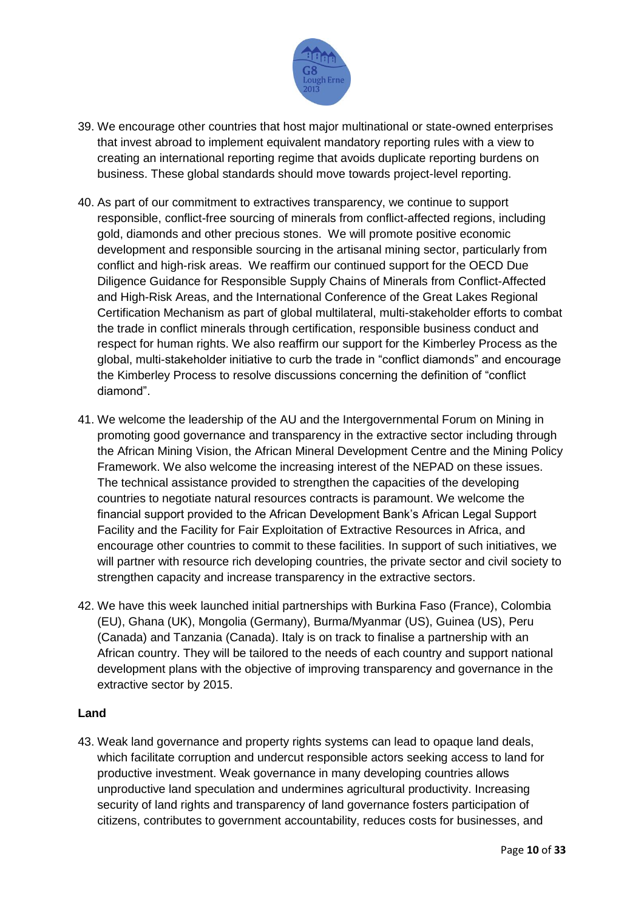39. We encourage other countries that host major multinational or state-owned enterprises that invest abroad to implement equivalent mandatory reporting rules with a view to creating an international reporting regime that avoids duplicate reporting burdens on business. These global standards should move towards project-level reporting.

40. As part of our commitment to extractives transparency, we continue to support responsible, conflict-free sourcing of minerals from conflict-affected regions, including gold, diamonds and other precious stones. We will promote positive economic development and responsible sourcing in the artisanal mining sector, particularly from conflict and high-risk areas. We reaffirm our continued support for the OECD Due Diligence Guidance for Responsible Supply Chains of Minerals from Conflict-Affected and High-Risk Areas, and the International Conference of the Great Lakes Regional Certification Mechanism as part of global multilateral, multi-stakeholder efforts to combat the trade in conflict minerals through certification, responsible business conduct and respect for human rights. We also reaffirm our support for the Kimberley Process as the global, multi-stakeholder initiative to curb the trade in "conflict diamonds" and encourage the Kimberley Process to resolve discussions concerning the definition of "conflict diamond".

41. We welcome the leadership of the AU and the Intergovernmental Forum on Mining in promoting good governance and transparency in the extractive sector including through the African Mining Vision, the African Mineral Development Centre and the Mining Policy Framework. We also welcome the increasing interest of the NEPAD on these issues. The technical assistance provided to strengthen the capacities of the developing countries to negotiate natural resources contracts is paramount. We welcome the financial support provided to the African Development Bank's African Legal Support Facility and the Facility for Fair Exploitation of Extractive Resources in Africa, and encourage other countries to commit to these facilities. In support of such initiatives, we will partner with resource rich developing countries, the private sector and civil society to strengthen capacity and increase transparency in the extractive sectors.

42. We have this week launched initial partnerships with Burkina Faso (France), Colombia (EU), Ghana (UK), Mongolia (Germany), Burma/Myanmar (US), Guinea (US), Peru (Canada) and Tanzania (Canada). Italy is on track to finalise a partnership with an African country. They will be tailored to the needs of each country and support national development plans with the objective of improving transparency and governance in the extractive sector by 2015.

**Land**

43. Weak land governance and property rights systems can lead to opaque land deals, which facilitate corruption and undercut responsible actors seeking access to land for productive investment. Weak governance in many developing countries allows unproductive land speculation and undermines agricultural productivity. Increasing security of land rights and transparency of land governance fosters participation of citizens, contributes to government accountability, reduces costs for businesses, and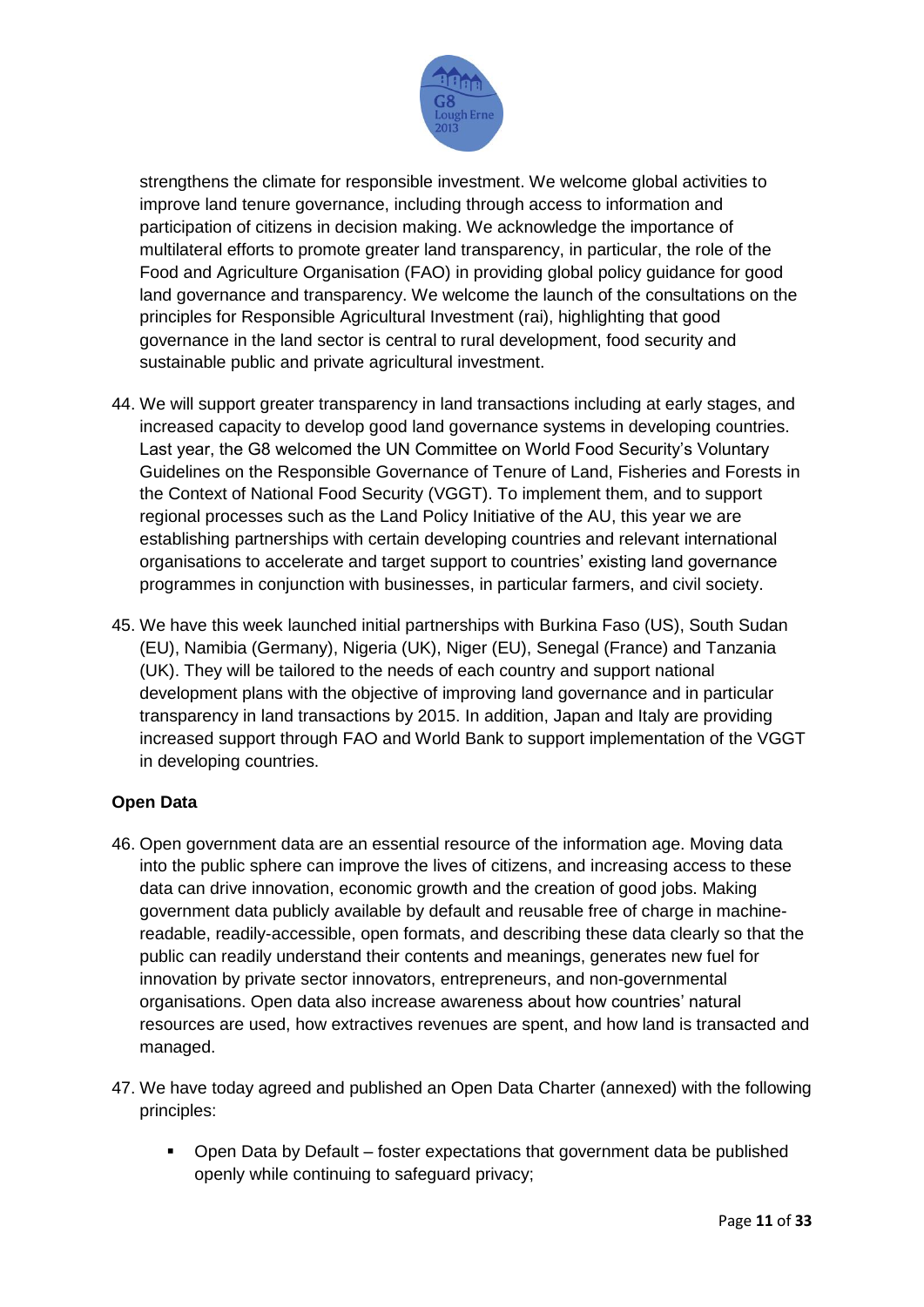strengthens the climate for responsible investment. We welcome global activities to improve land tenure governance, including through access to information and participation of citizens in decision making. We acknowledge the importance of multilateral efforts to promote greater land transparency, in particular, the role of the Food and Agriculture Organisation (FAO) in providing global policy guidance for good land governance and transparency. We welcome the launch of the consultations on the principles for Responsible Agricultural Investment (rai), highlighting that good governance in the land sector is central to rural development, food security and sustainable public and private agricultural investment.

44. We will support greater transparency in land transactions including at early stages, and increased capacity to develop good land governance systems in developing countries. Last year, the G8 welcomed the UN Committee on World Food Security's Voluntary Guidelines on the Responsible Governance of Tenure of Land, Fisheries and Forests in the Context of National Food Security (VGGT). To implement them, and to support regional processes such as the Land Policy Initiative of the AU, this year we are establishing partnerships with certain developing countries and relevant international organisations to accelerate and target support to countries' existing land governance programmes in conjunction with businesses, in particular farmers, and civil society.

45. We have this week launched initial partnerships with Burkina Faso (US), South Sudan (EU), Namibia (Germany), Nigeria (UK), Niger (EU), Senegal (France) and Tanzania (UK). They will be tailored to the needs of each country and support national development plans with the objective of improving land governance and in particular transparency in land transactions by 2015. In addition, Japan and Italy are providing increased support through FAO and World Bank to support implementation of the VGGT in developing countries.

**Open Data**

46. Open government data are an essential resource of the information age. Moving data into the public sphere can improve the lives of citizens, and increasing access to these data can drive innovation, economic growth and the creation of good jobs. Making government data publicly available by default and reusable free of charge in machine-readable, readily-accessible, open formats, and describing these data clearly so that the public can readily understand their contents and meanings, generates new fuel for innovation by private sector innovators, entrepreneurs, and non-governmental organisations. Open data also increase awareness about how countries' natural resources are used, how extractives revenues are spent, and how land is transacted and managed.

47. We have today agreed and published an Open Data Charter (annexed) with the following principles:

    - Open Data by Default – foster expectations that government data be published openly while continuing to safeguard privacy;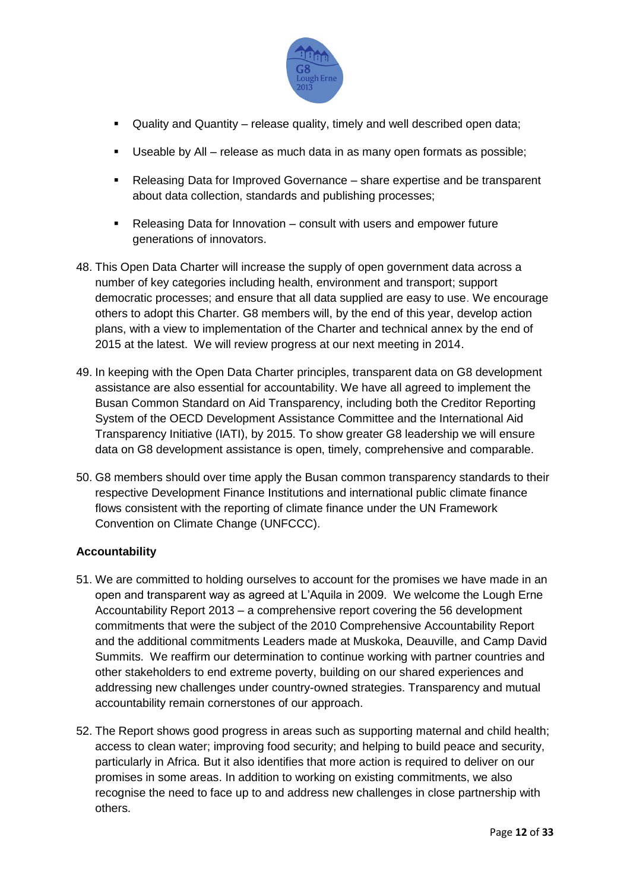- Quality and Quantity – release quality, timely and well described open data;
- Useable by All – release as much data in as many open formats as possible;
- Releasing Data for Improved Governance – share expertise and be transparent about data collection, standards and publishing processes;
- Releasing Data for Innovation – consult with users and empower future generations of innovators.

48. This Open Data Charter will increase the supply of open government data across a number of key categories including health, environment and transport; support democratic processes; and ensure that all data supplied are easy to use. We encourage others to adopt this Charter. G8 members will, by the end of this year, develop action plans, with a view to implementation of the Charter and technical annex by the end of 2015 at the latest. We will review progress at our next meeting in 2014.

49. In keeping with the Open Data Charter principles, transparent data on G8 development assistance are also essential for accountability. We have all agreed to implement the Busan Common Standard on Aid Transparency, including both the Creditor Reporting System of the OECD Development Assistance Committee and the International Aid Transparency Initiative (IATI), by 2015. To show greater G8 leadership we will ensure data on G8 development assistance is open, timely, comprehensive and comparable.

50. G8 members should over time apply the Busan common transparency standards to their respective Development Finance Institutions and international public climate finance flows consistent with the reporting of climate finance under the UN Framework Convention on Climate Change (UNFCCC).

**Accountability**

51. We are committed to holding ourselves to account for the promises we have made in an open and transparent way as agreed at L'Aquila in 2009. We welcome the Lough Erne Accountability Report 2013 – a comprehensive report covering the 56 development commitments that were the subject of the 2010 Comprehensive Accountability Report and the additional commitments Leaders made at Muskoka, Deauville, and Camp David Summits. We reaffirm our determination to continue working with partner countries and other stakeholders to end extreme poverty, building on our shared experiences and addressing new challenges under country-owned strategies. Transparency and mutual accountability remain cornerstones of our approach.

52. The Report shows good progress in areas such as supporting maternal and child health; access to clean water; improving food security; and helping to build peace and security, particularly in Africa. But it also identifies that more action is required to deliver on our promises in some areas. In addition to working on existing commitments, we also recognise the need to face up to and address new challenges in close partnership with others.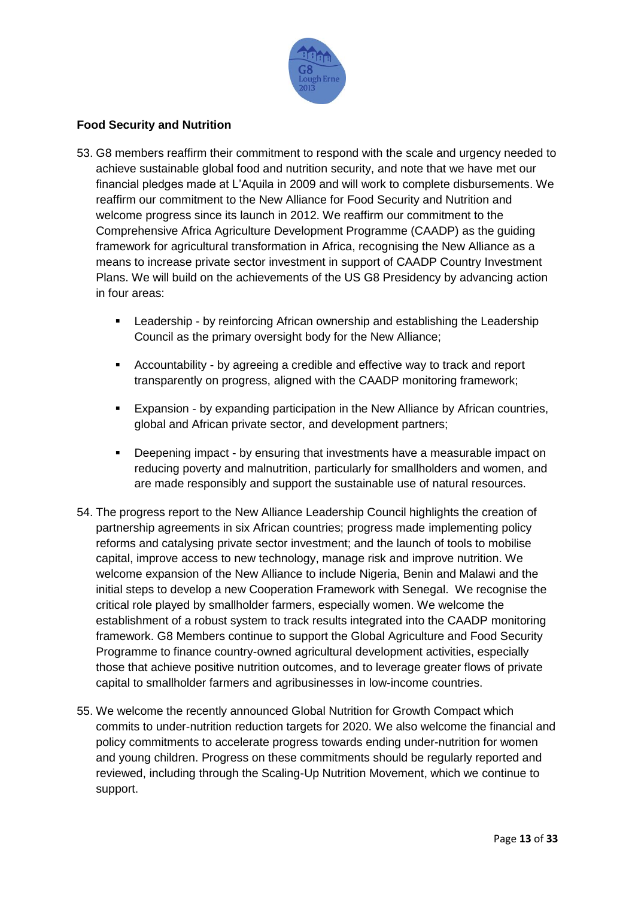**Food Security and Nutrition**

53. G8 members reaffirm their commitment to respond with the scale and urgency needed to achieve sustainable global food and nutrition security, and note that we have met our financial pledges made at L'Aquila in 2009 and will work to complete disbursements. We reaffirm our commitment to the New Alliance for Food Security and Nutrition and welcome progress since its launch in 2012. We reaffirm our commitment to the Comprehensive Africa Agriculture Development Programme (CAADP) as the guiding framework for agricultural transformation in Africa, recognising the New Alliance as a means to increase private sector investment in support of CAADP Country Investment Plans. We will build on the achievements of the US G8 Presidency by advancing action in four areas:

    - Leadership - by reinforcing African ownership and establishing the Leadership Council as the primary oversight body for the New Alliance;
    - Accountability - by agreeing a credible and effective way to track and report transparently on progress, aligned with the CAADP monitoring framework;
    - Expansion - by expanding participation in the New Alliance by African countries, global and African private sector, and development partners;
    - Deepening impact - by ensuring that investments have a measurable impact on reducing poverty and malnutrition, particularly for smallholders and women, and are made responsibly and support the sustainable use of natural resources.

54. The progress report to the New Alliance Leadership Council highlights the creation of partnership agreements in six African countries; progress made implementing policy reforms and catalysing private sector investment; and the launch of tools to mobilise capital, improve access to new technology, manage risk and improve nutrition. We welcome expansion of the New Alliance to include Nigeria, Benin and Malawi and the initial steps to develop a new Cooperation Framework with Senegal. We recognise the critical role played by smallholder farmers, especially women. We welcome the establishment of a robust system to track results integrated into the CAADP monitoring framework. G8 Members continue to support the Global Agriculture and Food Security Programme to finance country-owned agricultural development activities, especially those that achieve positive nutrition outcomes, and to leverage greater flows of private capital to smallholder farmers and agribusinesses in low-income countries.

55. We welcome the recently announced Global Nutrition for Growth Compact which commits to under-nutrition reduction targets for 2020. We also welcome the financial and policy commitments to accelerate progress towards ending under-nutrition for women and young children. Progress on these commitments should be regularly reported and reviewed, including through the Scaling-Up Nutrition Movement, which we continue to support.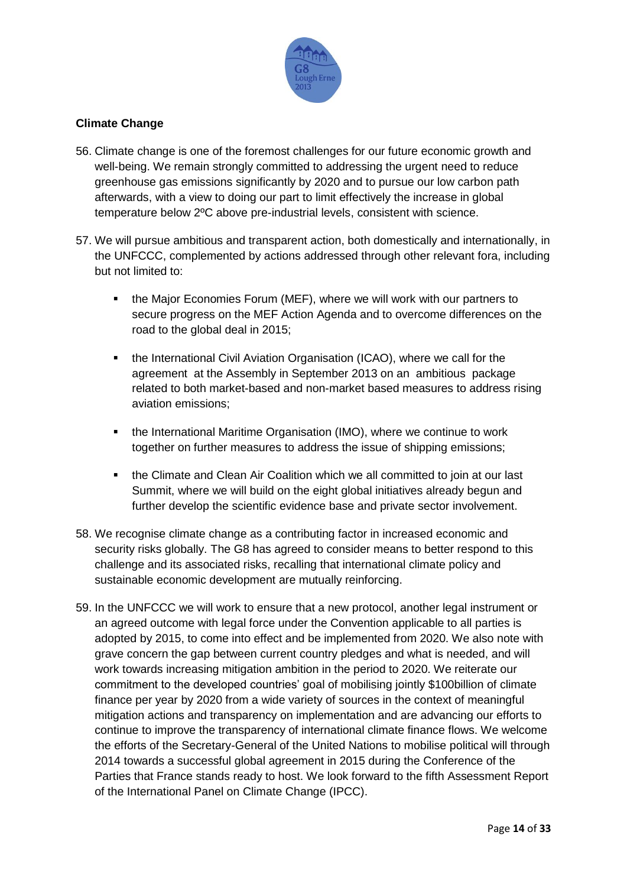**Climate Change**

56. Climate change is one of the foremost challenges for our future economic growth and well-being. We remain strongly committed to addressing the urgent need to reduce greenhouse gas emissions significantly by 2020 and to pursue our low carbon path afterwards, with a view to doing our part to limit effectively the increase in global temperature below 2ºC above pre-industrial levels, consistent with science.

57. We will pursue ambitious and transparent action, both domestically and internationally, in the UNFCCC, complemented by actions addressed through other relevant fora, including but not limited to:

    - the Major Economies Forum (MEF), where we will work with our partners to secure progress on the MEF Action Agenda and to overcome differences on the road to the global deal in 2015;

    - the International Civil Aviation Organisation (ICAO), where we call for the agreement at the Assembly in September 2013 on an ambitious package related to both market-based and non-market based measures to address rising aviation emissions;

    - the International Maritime Organisation (IMO), where we continue to work together on further measures to address the issue of shipping emissions;

    - the Climate and Clean Air Coalition which we all committed to join at our last Summit, where we will build on the eight global initiatives already begun and further develop the scientific evidence base and private sector involvement.

58. We recognise climate change as a contributing factor in increased economic and security risks globally. The G8 has agreed to consider means to better respond to this challenge and its associated risks, recalling that international climate policy and sustainable economic development are mutually reinforcing.

59. In the UNFCCC we will work to ensure that a new protocol, another legal instrument or an agreed outcome with legal force under the Convention applicable to all parties is adopted by 2015, to come into effect and be implemented from 2020. We also note with grave concern the gap between current country pledges and what is needed, and will work towards increasing mitigation ambition in the period to 2020. We reiterate our commitment to the developed countries' goal of mobilising jointly $100billion of climate finance per year by 2020 from a wide variety of sources in the context of meaningful mitigation actions and transparency on implementation and are advancing our efforts to continue to improve the transparency of international climate finance flows. We welcome the efforts of the Secretary-General of the United Nations to mobilise political will through 2014 towards a successful global agreement in 2015 during the Conference of the Parties that France stands ready to host. We look forward to the fifth Assessment Report of the International Panel on Climate Change (IPCC).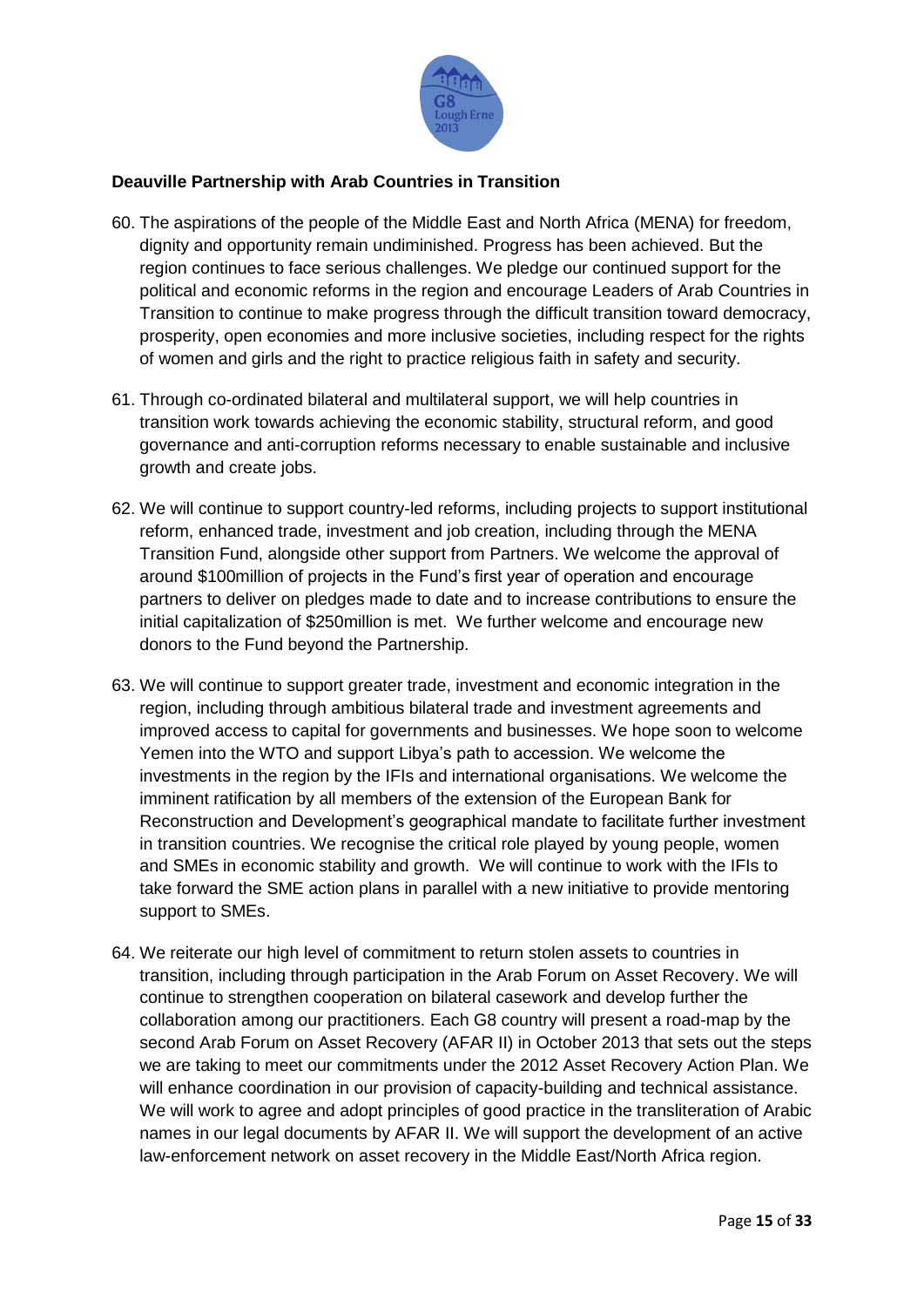**Deauville Partnership with Arab Countries in Transition**

60. The aspirations of the people of the Middle East and North Africa (MENA) for freedom, dignity and opportunity remain undiminished. Progress has been achieved. But the region continues to face serious challenges. We pledge our continued support for the political and economic reforms in the region and encourage Leaders of Arab Countries in Transition to continue to make progress through the difficult transition toward democracy, prosperity, open economies and more inclusive societies, including respect for the rights of women and girls and the right to practice religious faith in safety and security.

61. Through co-ordinated bilateral and multilateral support, we will help countries in transition work towards achieving the economic stability, structural reform, and good governance and anti-corruption reforms necessary to enable sustainable and inclusive growth and create jobs.

62. We will continue to support country-led reforms, including projects to support institutional reform, enhanced trade, investment and job creation, including through the MENA Transition Fund, alongside other support from Partners. We welcome the approval of around $100million of projects in the Fund's first year of operation and encourage partners to deliver on pledges made to date and to increase contributions to ensure the initial capitalization of $250million is met. We further welcome and encourage new donors to the Fund beyond the Partnership.

63. We will continue to support greater trade, investment and economic integration in the region, including through ambitious bilateral trade and investment agreements and improved access to capital for governments and businesses. We hope soon to welcome Yemen into the WTO and support Libya's path to accession. We welcome the investments in the region by the IFIs and international organisations. We welcome the imminent ratification by all members of the extension of the European Bank for Reconstruction and Development's geographical mandate to facilitate further investment in transition countries. We recognise the critical role played by young people, women and SMEs in economic stability and growth. We will continue to work with the IFIs to take forward the SME action plans in parallel with a new initiative to provide mentoring support to SMEs.

64. We reiterate our high level of commitment to return stolen assets to countries in transition, including through participation in the Arab Forum on Asset Recovery. We will continue to strengthen cooperation on bilateral casework and develop further the collaboration among our practitioners. Each G8 country will present a road-map by the second Arab Forum on Asset Recovery (AFAR II) in October 2013 that sets out the steps we are taking to meet our commitments under the 2012 Asset Recovery Action Plan. We will enhance coordination in our provision of capacity-building and technical assistance. We will work to agree and adopt principles of good practice in the transliteration of Arabic names in our legal documents by AFAR II. We will support the development of an active law-enforcement network on asset recovery in the Middle East/North Africa region.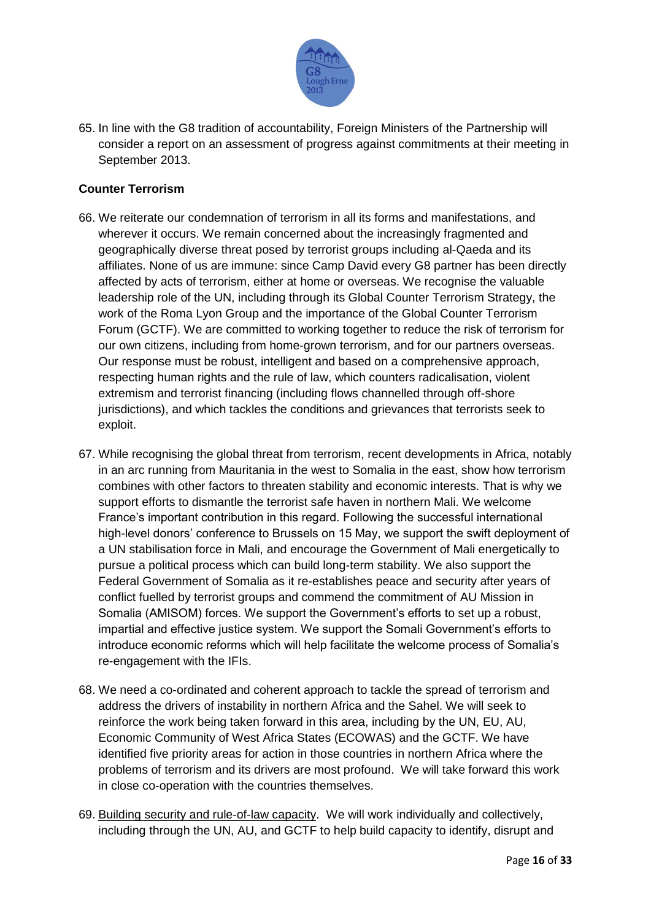65. In line with the G8 tradition of accountability, Foreign Ministers of the Partnership will consider a report on an assessment of progress against commitments at their meeting in September 2013.

**Counter Terrorism**

66. We reiterate our condemnation of terrorism in all its forms and manifestations, and wherever it occurs. We remain concerned about the increasingly fragmented and geographically diverse threat posed by terrorist groups including al-Qaeda and its affiliates. None of us are immune: since Camp David every G8 partner has been directly affected by acts of terrorism, either at home or overseas. We recognise the valuable leadership role of the UN, including through its Global Counter Terrorism Strategy, the work of the Roma Lyon Group and the importance of the Global Counter Terrorism Forum (GCTF). We are committed to working together to reduce the risk of terrorism for our own citizens, including from home-grown terrorism, and for our partners overseas. Our response must be robust, intelligent and based on a comprehensive approach, respecting human rights and the rule of law, which counters radicalisation, violent extremism and terrorist financing (including flows channelled through off-shore jurisdictions), and which tackles the conditions and grievances that terrorists seek to exploit.

67. While recognising the global threat from terrorism, recent developments in Africa, notably in an arc running from Mauritania in the west to Somalia in the east, show how terrorism combines with other factors to threaten stability and economic interests. That is why we support efforts to dismantle the terrorist safe haven in northern Mali. We welcome France's important contribution in this regard. Following the successful international high-level donors' conference to Brussels on 15 May, we support the swift deployment of a UN stabilisation force in Mali, and encourage the Government of Mali energetically to pursue a political process which can build long-term stability. We also support the Federal Government of Somalia as it re-establishes peace and security after years of conflict fuelled by terrorist groups and commend the commitment of AU Mission in Somalia (AMISOM) forces. We support the Government's efforts to set up a robust, impartial and effective justice system. We support the Somali Government's efforts to introduce economic reforms which will help facilitate the welcome process of Somalia's re-engagement with the IFIs.

68. We need a co-ordinated and coherent approach to tackle the spread of terrorism and address the drivers of instability in northern Africa and the Sahel. We will seek to reinforce the work being taken forward in this area, including by the UN, EU, AU, Economic Community of West Africa States (ECOWAS) and the GCTF. We have identified five priority areas for action in those countries in northern Africa where the problems of terrorism and its drivers are most profound. We will take forward this work in close co-operation with the countries themselves.

69. Building security and rule-of-law capacity. We will work individually and collectively, including through the UN, AU, and GCTF to help build capacity to identify, disrupt and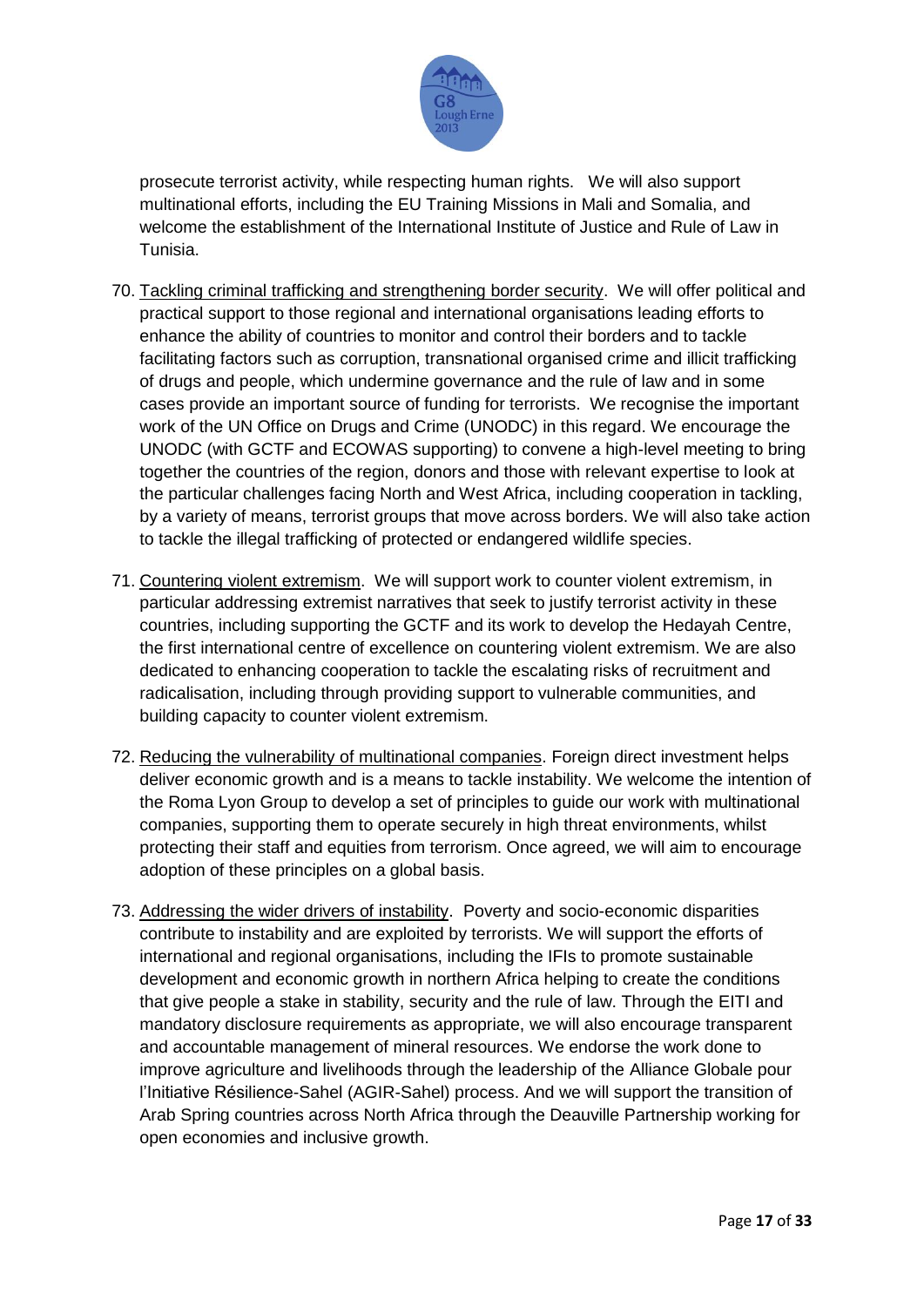prosecute terrorist activity, while respecting human rights. We will also support multinational efforts, including the EU Training Missions in Mali and Somalia, and welcome the establishment of the International Institute of Justice and Rule of Law in Tunisia.

70. Tackling criminal trafficking and strengthening border security. We will offer political and practical support to those regional and international organisations leading efforts to enhance the ability of countries to monitor and control their borders and to tackle facilitating factors such as corruption, transnational organised crime and illicit trafficking of drugs and people, which undermine governance and the rule of law and in some cases provide an important source of funding for terrorists. We recognise the important work of the UN Office on Drugs and Crime (UNODC) in this regard. We encourage the UNODC (with GCTF and ECOWAS supporting) to convene a high-level meeting to bring together the countries of the region, donors and those with relevant expertise to look at the particular challenges facing North and West Africa, including cooperation in tackling, by a variety of means, terrorist groups that move across borders. We will also take action to tackle the illegal trafficking of protected or endangered wildlife species.

71. Countering violent extremism. We will support work to counter violent extremism, in particular addressing extremist narratives that seek to justify terrorist activity in these countries, including supporting the GCTF and its work to develop the Hedayah Centre, the first international centre of excellence on countering violent extremism. We are also dedicated to enhancing cooperation to tackle the escalating risks of recruitment and radicalisation, including through providing support to vulnerable communities, and building capacity to counter violent extremism.

72. Reducing the vulnerability of multinational companies. Foreign direct investment helps deliver economic growth and is a means to tackle instability. We welcome the intention of the Roma Lyon Group to develop a set of principles to guide our work with multinational companies, supporting them to operate securely in high threat environments, whilst protecting their staff and equities from terrorism. Once agreed, we will aim to encourage adoption of these principles on a global basis.

73. Addressing the wider drivers of instability. Poverty and socio-economic disparities contribute to instability and are exploited by terrorists. We will support the efforts of international and regional organisations, including the IFIs to promote sustainable development and economic growth in northern Africa helping to create the conditions that give people a stake in stability, security and the rule of law. Through the EITI and mandatory disclosure requirements as appropriate, we will also encourage transparent and accountable management of mineral resources. We endorse the work done to improve agriculture and livelihoods through the leadership of the Alliance Globale pour l'Initiative Résilience-Sahel (AGIR-Sahel) process. And we will support the transition of Arab Spring countries across North Africa through the Deauville Partnership working for open economies and inclusive growth.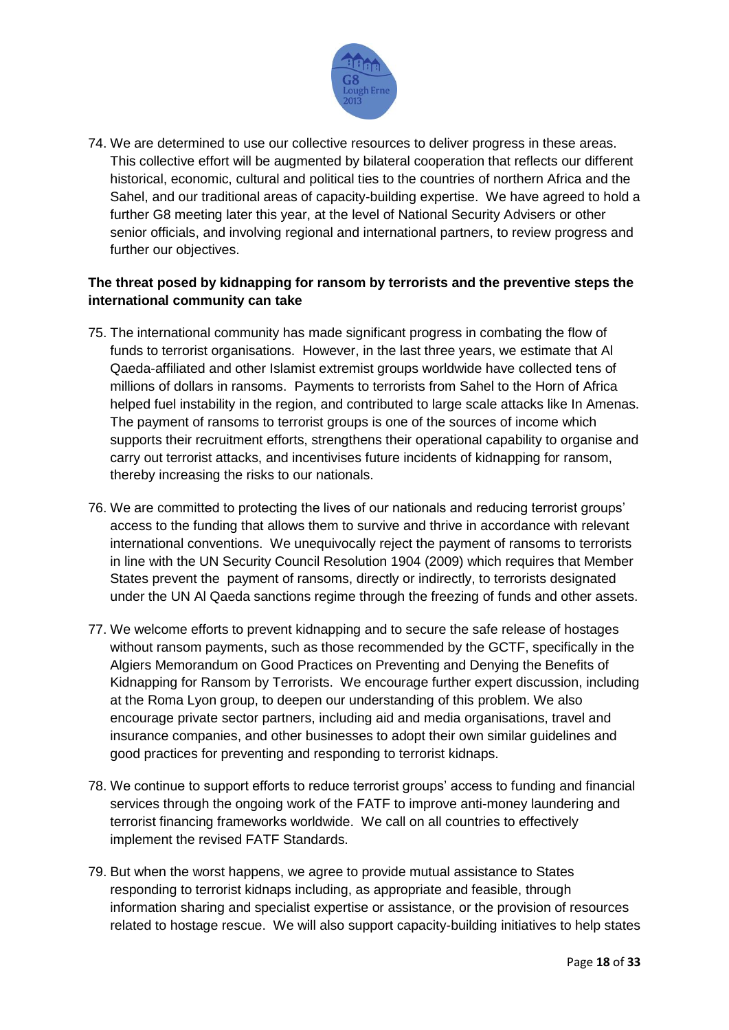74. We are determined to use our collective resources to deliver progress in these areas. This collective effort will be augmented by bilateral cooperation that reflects our different historical, economic, cultural and political ties to the countries of northern Africa and the Sahel, and our traditional areas of capacity-building expertise. We have agreed to hold a further G8 meeting later this year, at the level of National Security Advisers or other senior officials, and involving regional and international partners, to review progress and further our objectives.

**The threat posed by kidnapping for ransom by terrorists and the preventive steps the international community can take**

75. The international community has made significant progress in combating the flow of funds to terrorist organisations. However, in the last three years, we estimate that Al Qaeda-affiliated and other Islamist extremist groups worldwide have collected tens of millions of dollars in ransoms. Payments to terrorists from Sahel to the Horn of Africa helped fuel instability in the region, and contributed to large scale attacks like In Amenas. The payment of ransoms to terrorist groups is one of the sources of income which supports their recruitment efforts, strengthens their operational capability to organise and carry out terrorist attacks, and incentivises future incidents of kidnapping for ransom, thereby increasing the risks to our nationals.

76. We are committed to protecting the lives of our nationals and reducing terrorist groups' access to the funding that allows them to survive and thrive in accordance with relevant international conventions. We unequivocally reject the payment of ransoms to terrorists in line with the UN Security Council Resolution 1904 (2009) which requires that Member States prevent the payment of ransoms, directly or indirectly, to terrorists designated under the UN Al Qaeda sanctions regime through the freezing of funds and other assets.

77. We welcome efforts to prevent kidnapping and to secure the safe release of hostages without ransom payments, such as those recommended by the GCTF, specifically in the Algiers Memorandum on Good Practices on Preventing and Denying the Benefits of Kidnapping for Ransom by Terrorists. We encourage further expert discussion, including at the Roma Lyon group, to deepen our understanding of this problem. We also encourage private sector partners, including aid and media organisations, travel and insurance companies, and other businesses to adopt their own similar guidelines and good practices for preventing and responding to terrorist kidnaps.

78. We continue to support efforts to reduce terrorist groups' access to funding and financial services through the ongoing work of the FATF to improve anti-money laundering and terrorist financing frameworks worldwide. We call on all countries to effectively implement the revised FATF Standards.

79. But when the worst happens, we agree to provide mutual assistance to States responding to terrorist kidnaps including, as appropriate and feasible, through information sharing and specialist expertise or assistance, or the provision of resources related to hostage rescue. We will also support capacity-building initiatives to help states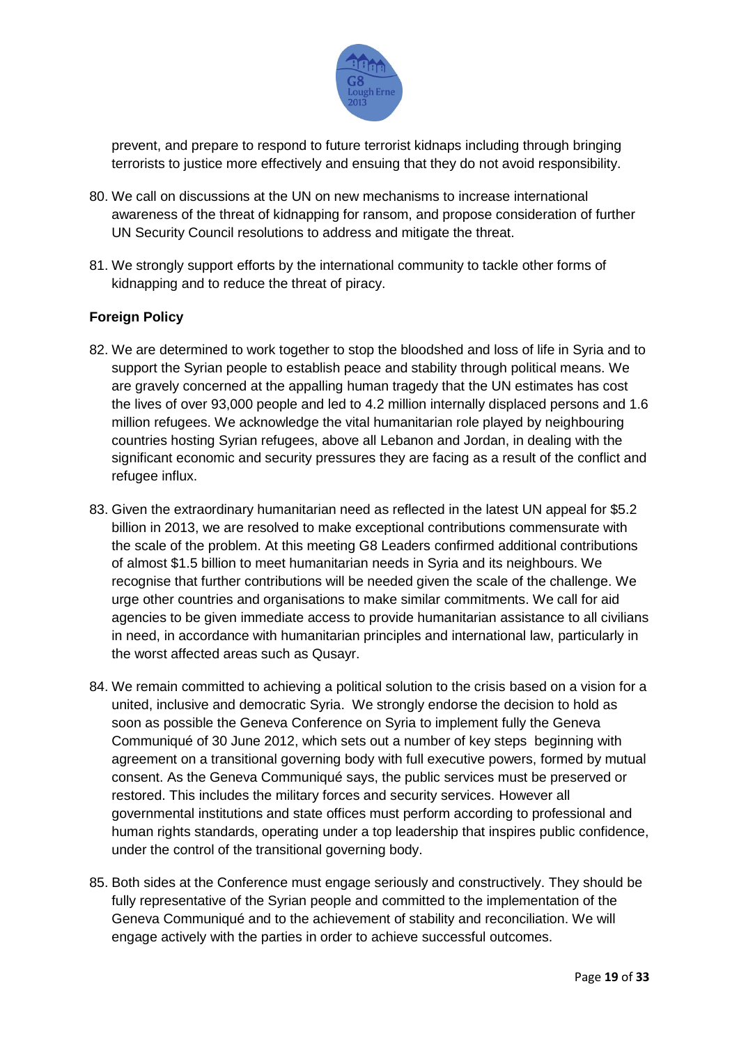prevent, and prepare to respond to future terrorist kidnaps including through bringing terrorists to justice more effectively and ensuing that they do not avoid responsibility.

80. We call on discussions at the UN on new mechanisms to increase international awareness of the threat of kidnapping for ransom, and propose consideration of further UN Security Council resolutions to address and mitigate the threat.

81. We strongly support efforts by the international community to tackle other forms of kidnapping and to reduce the threat of piracy.

**Foreign Policy**

82. We are determined to work together to stop the bloodshed and loss of life in Syria and to support the Syrian people to establish peace and stability through political means. We are gravely concerned at the appalling human tragedy that the UN estimates has cost the lives of over 93,000 people and led to 4.2 million internally displaced persons and 1.6 million refugees. We acknowledge the vital humanitarian role played by neighbouring countries hosting Syrian refugees, above all Lebanon and Jordan, in dealing with the significant economic and security pressures they are facing as a result of the conflict and refugee influx.

83. Given the extraordinary humanitarian need as reflected in the latest UN appeal for $5.2 billion in 2013, we are resolved to make exceptional contributions commensurate with the scale of the problem. At this meeting G8 Leaders confirmed additional contributions of almost $1.5 billion to meet humanitarian needs in Syria and its neighbours. We recognise that further contributions will be needed given the scale of the challenge. We urge other countries and organisations to make similar commitments. We call for aid agencies to be given immediate access to provide humanitarian assistance to all civilians in need, in accordance with humanitarian principles and international law, particularly in the worst affected areas such as Qusayr.

84. We remain committed to achieving a political solution to the crisis based on a vision for a united, inclusive and democratic Syria. We strongly endorse the decision to hold as soon as possible the Geneva Conference on Syria to implement fully the Geneva Communiqué of 30 June 2012, which sets out a number of key steps beginning with agreement on a transitional governing body with full executive powers, formed by mutual consent. As the Geneva Communiqué says, the public services must be preserved or restored. This includes the military forces and security services. However all governmental institutions and state offices must perform according to professional and human rights standards, operating under a top leadership that inspires public confidence, under the control of the transitional governing body.

85. Both sides at the Conference must engage seriously and constructively. They should be fully representative of the Syrian people and committed to the implementation of the Geneva Communiqué and to the achievement of stability and reconciliation. We will engage actively with the parties in order to achieve successful outcomes.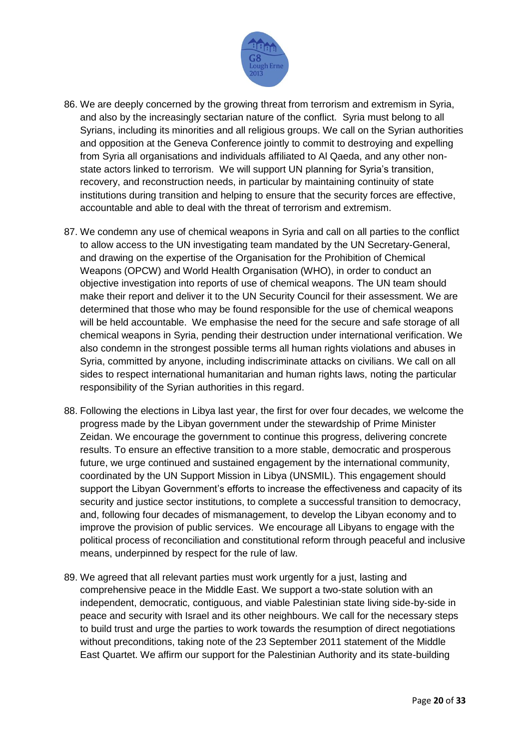86. We are deeply concerned by the growing threat from terrorism and extremism in Syria, and also by the increasingly sectarian nature of the conflict. Syria must belong to all Syrians, including its minorities and all religious groups. We call on the Syrian authorities and opposition at the Geneva Conference jointly to commit to destroying and expelling from Syria all organisations and individuals affiliated to Al Qaeda, and any other non-state actors linked to terrorism. We will support UN planning for Syria's transition, recovery, and reconstruction needs, in particular by maintaining continuity of state institutions during transition and helping to ensure that the security forces are effective, accountable and able to deal with the threat of terrorism and extremism.

87. We condemn any use of chemical weapons in Syria and call on all parties to the conflict to allow access to the UN investigating team mandated by the UN Secretary-General, and drawing on the expertise of the Organisation for the Prohibition of Chemical Weapons (OPCW) and World Health Organisation (WHO), in order to conduct an objective investigation into reports of use of chemical weapons. The UN team should make their report and deliver it to the UN Security Council for their assessment. We are determined that those who may be found responsible for the use of chemical weapons will be held accountable. We emphasise the need for the secure and safe storage of all chemical weapons in Syria, pending their destruction under international verification. We also condemn in the strongest possible terms all human rights violations and abuses in Syria, committed by anyone, including indiscriminate attacks on civilians. We call on all sides to respect international humanitarian and human rights laws, noting the particular responsibility of the Syrian authorities in this regard.

88. Following the elections in Libya last year, the first for over four decades, we welcome the progress made by the Libyan government under the stewardship of Prime Minister Zeidan. We encourage the government to continue this progress, delivering concrete results. To ensure an effective transition to a more stable, democratic and prosperous future, we urge continued and sustained engagement by the international community, coordinated by the UN Support Mission in Libya (UNSMIL). This engagement should support the Libyan Government's efforts to increase the effectiveness and capacity of its security and justice sector institutions, to complete a successful transition to democracy, and, following four decades of mismanagement, to develop the Libyan economy and to improve the provision of public services. We encourage all Libyans to engage with the political process of reconciliation and constitutional reform through peaceful and inclusive means, underpinned by respect for the rule of law.

89. We agreed that all relevant parties must work urgently for a just, lasting and comprehensive peace in the Middle East. We support a two-state solution with an independent, democratic, contiguous, and viable Palestinian state living side-by-side in peace and security with Israel and its other neighbours. We call for the necessary steps to build trust and urge the parties to work towards the resumption of direct negotiations without preconditions, taking note of the 23 September 2011 statement of the Middle East Quartet. We affirm our support for the Palestinian Authority and its state-building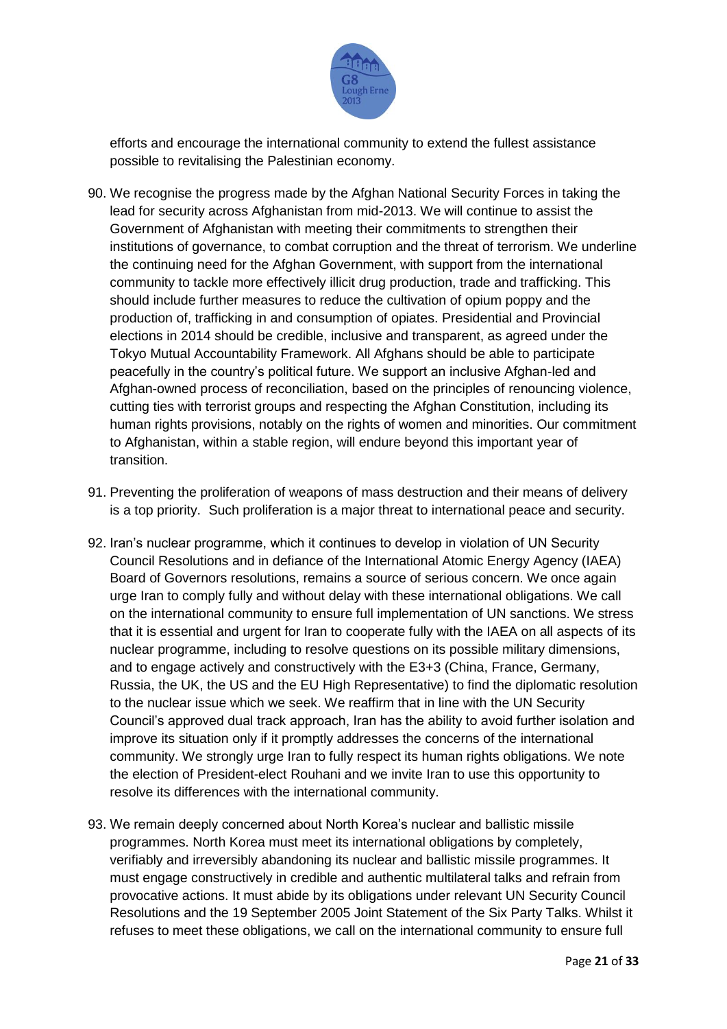efforts and encourage the international community to extend the fullest assistance possible to revitalising the Palestinian economy.

90. We recognise the progress made by the Afghan National Security Forces in taking the lead for security across Afghanistan from mid-2013. We will continue to assist the Government of Afghanistan with meeting their commitments to strengthen their institutions of governance, to combat corruption and the threat of terrorism. We underline the continuing need for the Afghan Government, with support from the international community to tackle more effectively illicit drug production, trade and trafficking. This should include further measures to reduce the cultivation of opium poppy and the production of, trafficking in and consumption of opiates. Presidential and Provincial elections in 2014 should be credible, inclusive and transparent, as agreed under the Tokyo Mutual Accountability Framework. All Afghans should be able to participate peacefully in the country's political future. We support an inclusive Afghan-led and Afghan-owned process of reconciliation, based on the principles of renouncing violence, cutting ties with terrorist groups and respecting the Afghan Constitution, including its human rights provisions, notably on the rights of women and minorities. Our commitment to Afghanistan, within a stable region, will endure beyond this important year of transition.

91. Preventing the proliferation of weapons of mass destruction and their means of delivery is a top priority. Such proliferation is a major threat to international peace and security.

92. Iran's nuclear programme, which it continues to develop in violation of UN Security Council Resolutions and in defiance of the International Atomic Energy Agency (IAEA) Board of Governors resolutions, remains a source of serious concern. We once again urge Iran to comply fully and without delay with these international obligations. We call on the international community to ensure full implementation of UN sanctions. We stress that it is essential and urgent for Iran to cooperate fully with the IAEA on all aspects of its nuclear programme, including to resolve questions on its possible military dimensions, and to engage actively and constructively with the E3+3 (China, France, Germany, Russia, the UK, the US and the EU High Representative) to find the diplomatic resolution to the nuclear issue which we seek. We reaffirm that in line with the UN Security Council's approved dual track approach, Iran has the ability to avoid further isolation and improve its situation only if it promptly addresses the concerns of the international community. We strongly urge Iran to fully respect its human rights obligations. We note the election of President-elect Rouhani and we invite Iran to use this opportunity to resolve its differences with the international community.

93. We remain deeply concerned about North Korea's nuclear and ballistic missile programmes. North Korea must meet its international obligations by completely, verifiably and irreversibly abandoning its nuclear and ballistic missile programmes. It must engage constructively in credible and authentic multilateral talks and refrain from provocative actions. It must abide by its obligations under relevant UN Security Council Resolutions and the 19 September 2005 Joint Statement of the Six Party Talks. Whilst it refuses to meet these obligations, we call on the international community to ensure full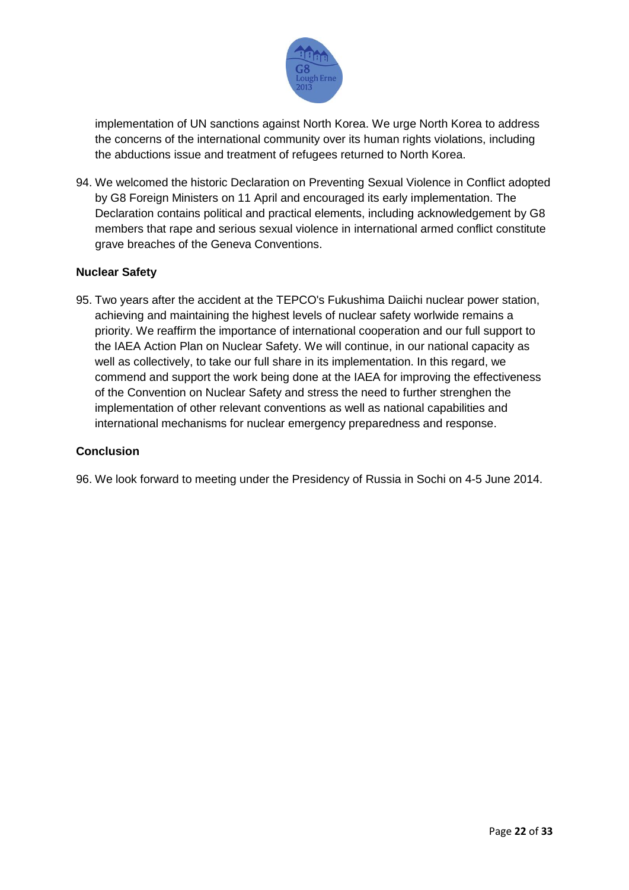implementation of UN sanctions against North Korea. We urge North Korea to address the concerns of the international community over its human rights violations, including the abductions issue and treatment of refugees returned to North Korea.

94. We welcomed the historic Declaration on Preventing Sexual Violence in Conflict adopted by G8 Foreign Ministers on 11 April and encouraged its early implementation. The Declaration contains political and practical elements, including acknowledgement by G8 members that rape and serious sexual violence in international armed conflict constitute grave breaches of the Geneva Conventions.

**Nuclear Safety**

95. Two years after the accident at the TEPCO's Fukushima Daiichi nuclear power station, achieving and maintaining the highest levels of nuclear safety worlwide remains a priority. We reaffirm the importance of international cooperation and our full support to the IAEA Action Plan on Nuclear Safety. We will continue, in our national capacity as well as collectively, to take our full share in its implementation. In this regard, we commend and support the work being done at the IAEA for improving the effectiveness of the Convention on Nuclear Safety and stress the need to further strenghen the implementation of other relevant conventions as well as national capabilities and international mechanisms for nuclear emergency preparedness and response.

**Conclusion**

96. We look forward to meeting under the Presidency of Russia in Sochi on 4-5 June 2014.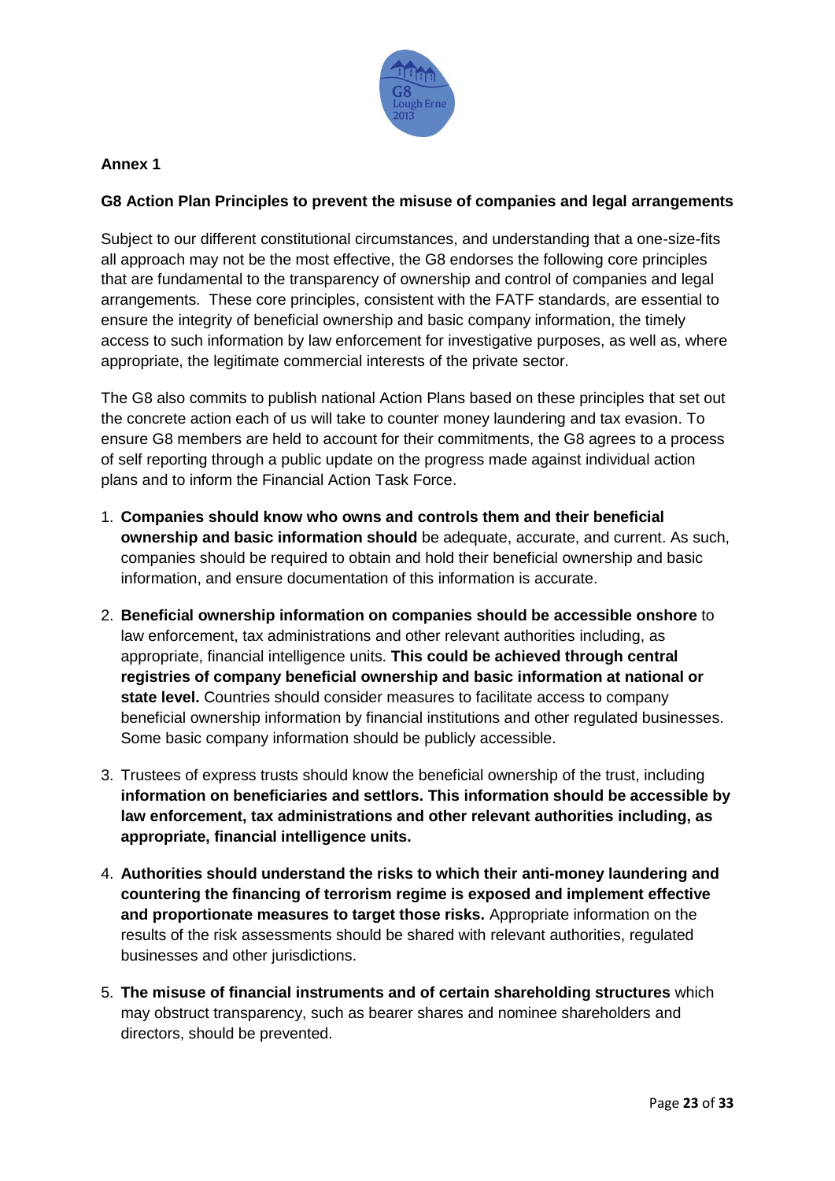**Annex 1**

**G8 Action Plan Principles to prevent the misuse of companies and legal arrangements**

Subject to our different constitutional circumstances, and understanding that a one-size-fits all approach may not be the most effective, the G8 endorses the following core principles that are fundamental to the transparency of ownership and control of companies and legal arrangements. These core principles, consistent with the FATF standards, are essential to ensure the integrity of beneficial ownership and basic company information, the timely access to such information by law enforcement for investigative purposes, as well as, where appropriate, the legitimate commercial interests of the private sector.

The G8 also commits to publish national Action Plans based on these principles that set out the concrete action each of us will take to counter money laundering and tax evasion. To ensure G8 members are held to account for their commitments, the G8 agrees to a process of self reporting through a public update on the progress made against individual action plans and to inform the Financial Action Task Force.

1. **Companies should know who owns and controls them and their beneficial ownership and basic information should** be adequate, accurate, and current. As such, companies should be required to obtain and hold their beneficial ownership and basic information, and ensure documentation of this information is accurate.
2. **Beneficial ownership information on companies should be accessible onshore** to law enforcement, tax administrations and other relevant authorities including, as appropriate, financial intelligence units. **This could be achieved through central registries of company beneficial ownership and basic information at national or state level.** Countries should consider measures to facilitate access to company beneficial ownership information by financial institutions and other regulated businesses. Some basic company information should be publicly accessible.
3. Trustees of express trusts should know the beneficial ownership of the trust, including **information on beneficiaries and settlors. This information should be accessible by law enforcement, tax administrations and other relevant authorities including, as appropriate, financial intelligence units.**
4. **Authorities should understand the risks to which their anti-money laundering and countering the financing of terrorism regime is exposed and implement effective and proportionate measures to target those risks.** Appropriate information on the results of the risk assessments should be shared with relevant authorities, regulated businesses and other jurisdictions.
5. **The misuse of financial instruments and of certain shareholding structures** which may obstruct transparency, such as bearer shares and nominee shareholders and directors, should be prevented.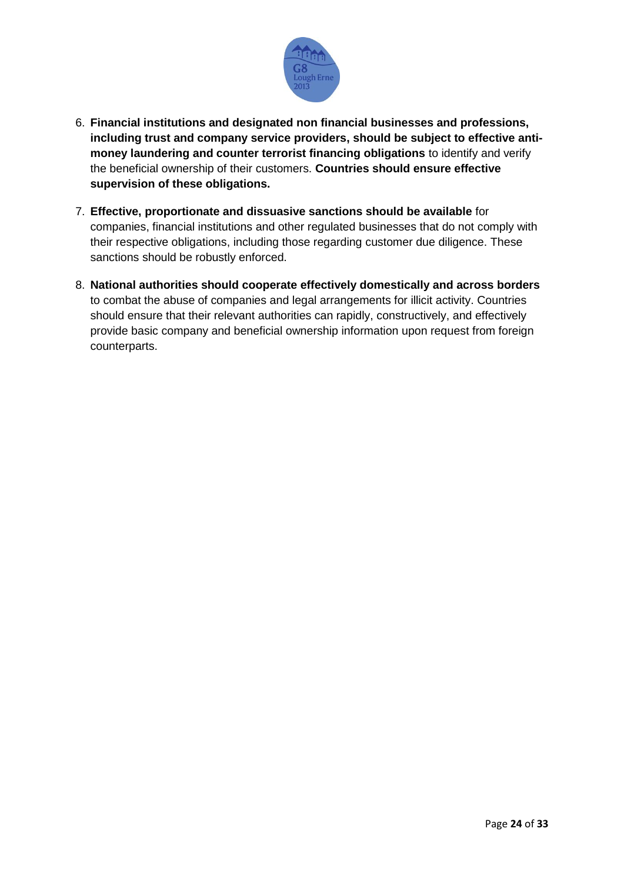6. **Financial institutions and designated non financial businesses and professions, including trust and company service providers, should be subject to effective anti-money laundering and counter terrorist financing obligations** to identify and verify the beneficial ownership of their customers. **Countries should ensure effective supervision of these obligations.**

7. **Effective, proportionate and dissuasive sanctions should be available** for companies, financial institutions and other regulated businesses that do not comply with their respective obligations, including those regarding customer due diligence. These sanctions should be robustly enforced.

8. **National authorities should cooperate effectively domestically and across borders** to combat the abuse of companies and legal arrangements for illicit activity. Countries should ensure that their relevant authorities can rapidly, constructively, and effectively provide basic company and beneficial ownership information upon request from foreign counterparts.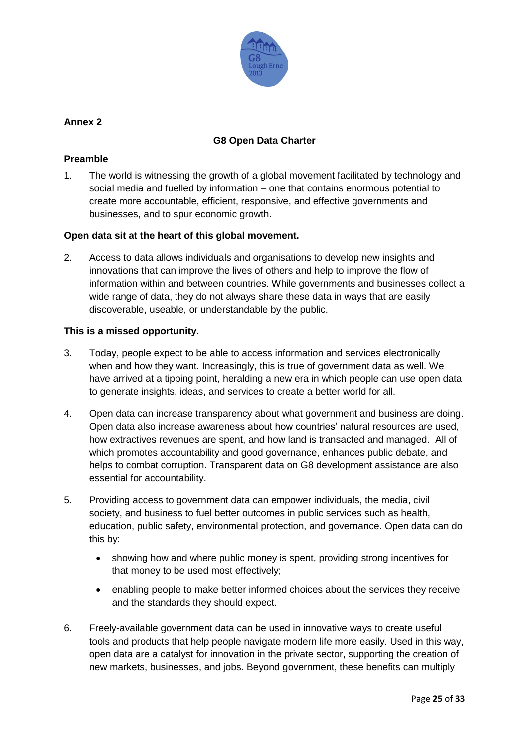## Annex 2

# G8 Open Data Charter

### Preamble

1. The world is witnessing the growth of a global movement facilitated by technology and social media and fuelled by information – one that contains enormous potential to create more accountable, efficient, responsive, and effective governments and businesses, and to spur economic growth.

**Open data sit at the heart of this global movement.**

2. Access to data allows individuals and organisations to develop new insights and innovations that can improve the lives of others and help to improve the flow of information within and between countries. While governments and businesses collect a wide range of data, they do not always share these data in ways that are easily discoverable, useable, or understandable by the public.

**This is a missed opportunity.**

3. Today, people expect to be able to access information and services electronically when and how they want. Increasingly, this is true of government data as well. We have arrived at a tipping point, heralding a new era in which people can use open data to generate insights, ideas, and services to create a better world for all.

4. Open data can increase transparency about what government and business are doing. Open data also increase awareness about how countries' natural resources are used, how extractives revenues are spent, and how land is transacted and managed. All of which promotes accountability and good governance, enhances public debate, and helps to combat corruption. Transparent data on G8 development assistance are also essential for accountability.

5. Providing access to government data can empower individuals, the media, civil society, and business to fuel better outcomes in public services such as health, education, public safety, environmental protection, and governance. Open data can do this by:

   - showing how and where public money is spent, providing strong incentives for that money to be used most effectively;
   - enabling people to make better informed choices about the services they receive and the standards they should expect.

6. Freely-available government data can be used in innovative ways to create useful tools and products that help people navigate modern life more easily. Used in this way, open data are a catalyst for innovation in the private sector, supporting the creation of new markets, businesses, and jobs. Beyond government, these benefits can multiply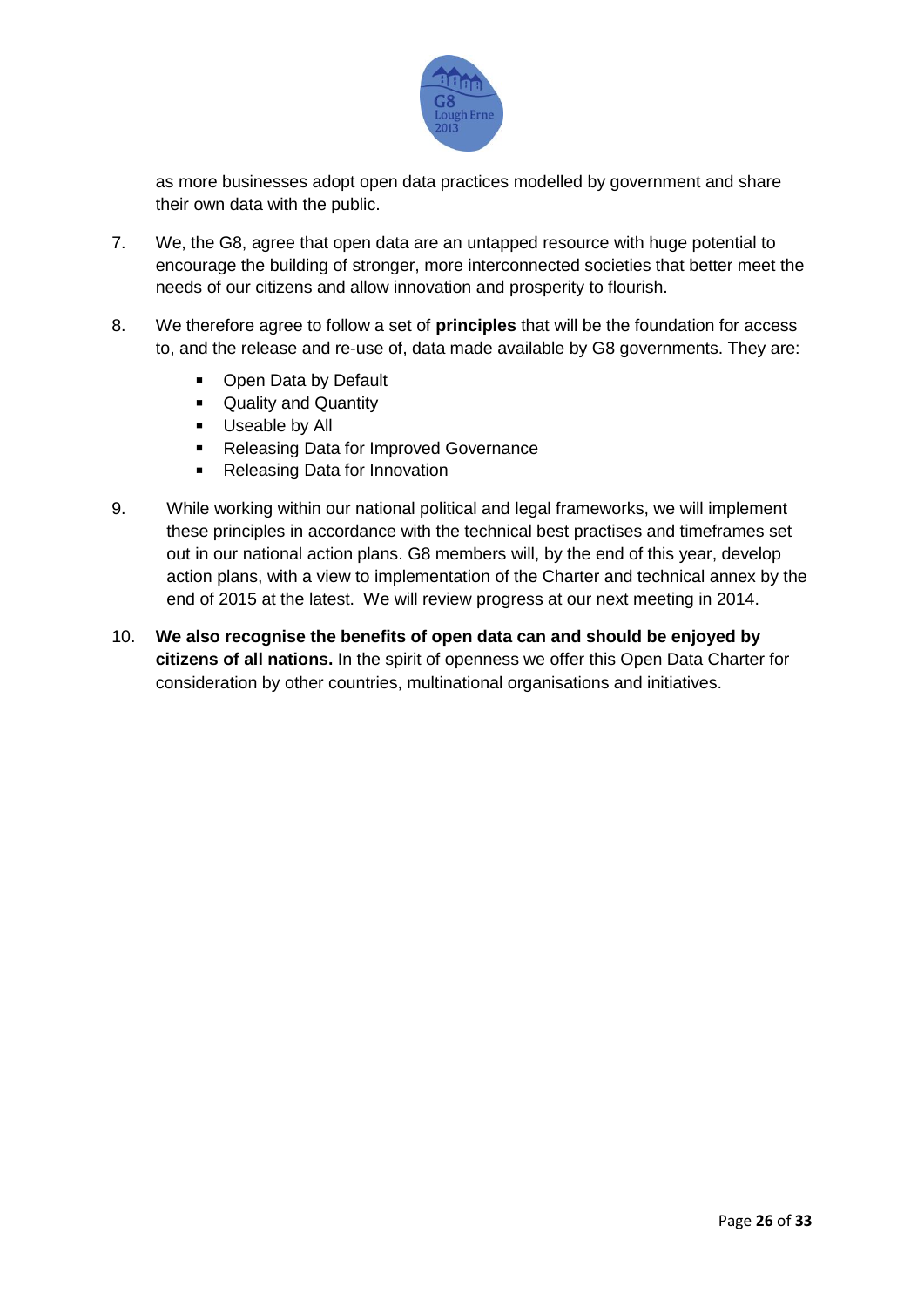as more businesses adopt open data practices modelled by government and share their own data with the public.

7. We, the G8, agree that open data are an untapped resource with huge potential to encourage the building of stronger, more interconnected societies that better meet the needs of our citizens and allow innovation and prosperity to flourish.

8. We therefore agree to follow a set of **principles** that will be the foundation for access to, and the release and re-use of, data made available by G8 governments. They are:

   - Open Data by Default
   - Quality and Quantity
   - Useable by All
   - Releasing Data for Improved Governance
   - Releasing Data for Innovation

9. While working within our national political and legal frameworks, we will implement these principles in accordance with the technical best practises and timeframes set out in our national action plans. G8 members will, by the end of this year, develop action plans, with a view to implementation of the Charter and technical annex by the end of 2015 at the latest. We will review progress at our next meeting in 2014.

10. **We also recognise the benefits of open data can and should be enjoyed by citizens of all nations.** In the spirit of openness we offer this Open Data Charter for consideration by other countries, multinational organisations and initiatives.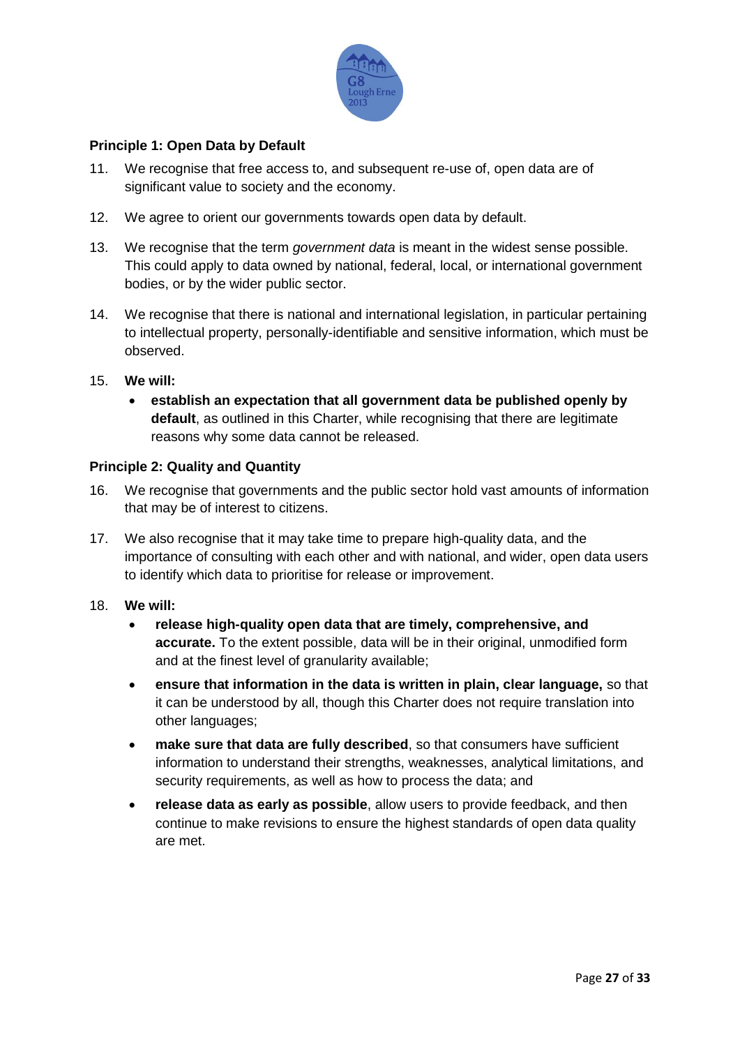### Principle 1: Open Data by Default

11. We recognise that free access to, and subsequent re-use of, open data are of significant value to society and the economy.

12. We agree to orient our governments towards open data by default.

13. We recognise that the term *government data* is meant in the widest sense possible. This could apply to data owned by national, federal, local, or international government bodies, or by the wider public sector.

14. We recognise that there is national and international legislation, in particular pertaining to intellectual property, personally-identifiable and sensitive information, which must be observed.

15. **We will:**
    - **establish an expectation that all government data be published openly by default**, as outlined in this Charter, while recognising that there are legitimate reasons why some data cannot be released.

### Principle 2: Quality and Quantity

16. We recognise that governments and the public sector hold vast amounts of information that may be of interest to citizens.

17. We also recognise that it may take time to prepare high-quality data, and the importance of consulting with each other and with national, and wider, open data users to identify which data to prioritise for release or improvement.

18. **We will:**
    - **release high-quality open data that are timely, comprehensive, and accurate.** To the extent possible, data will be in their original, unmodified form and at the finest level of granularity available;
    - **ensure that information in the data is written in plain, clear language,** so that it can be understood by all, though this Charter does not require translation into other languages;
    - **make sure that data are fully described**, so that consumers have sufficient information to understand their strengths, weaknesses, analytical limitations, and security requirements, as well as how to process the data; and
    - **release data as early as possible**, allow users to provide feedback, and then continue to make revisions to ensure the highest standards of open data quality are met.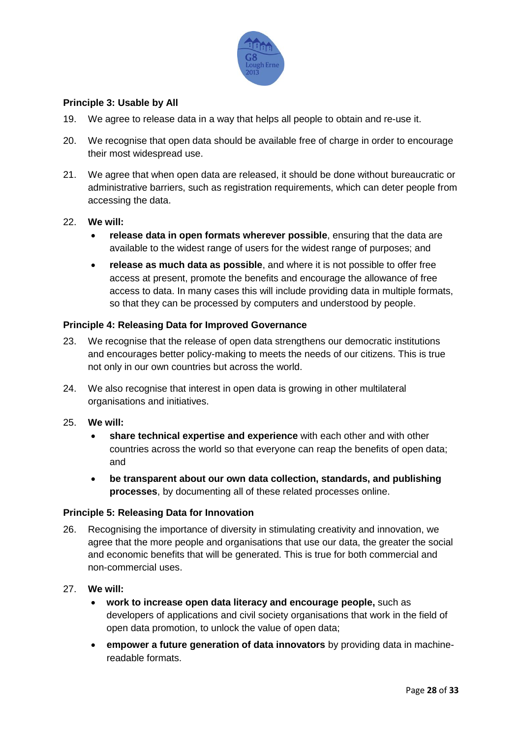**Principle 3: Usable by All**

19. We agree to release data in a way that helps all people to obtain and re-use it.

20. We recognise that open data should be available free of charge in order to encourage their most widespread use.

21. We agree that when open data are released, it should be done without bureaucratic or administrative barriers, such as registration requirements, which can deter people from accessing the data.

22. **We will:**
    - **release data in open formats wherever possible**, ensuring that the data are available to the widest range of users for the widest range of purposes; and
    - **release as much data as possible**, and where it is not possible to offer free access at present, promote the benefits and encourage the allowance of free access to data. In many cases this will include providing data in multiple formats, so that they can be processed by computers and understood by people.

**Principle 4: Releasing Data for Improved Governance**

23. We recognise that the release of open data strengthens our democratic institutions and encourages better policy-making to meets the needs of our citizens. This is true not only in our own countries but across the world.

24. We also recognise that interest in open data is growing in other multilateral organisations and initiatives.

25. **We will:**
    - **share technical expertise and experience** with each other and with other countries across the world so that everyone can reap the benefits of open data; and
    - **be transparent about our own data collection, standards, and publishing processes**, by documenting all of these related processes online.

**Principle 5: Releasing Data for Innovation**

26. Recognising the importance of diversity in stimulating creativity and innovation, we agree that the more people and organisations that use our data, the greater the social and economic benefits that will be generated. This is true for both commercial and non-commercial uses.

27. **We will:**
    - **work to increase open data literacy and encourage people,** such as developers of applications and civil society organisations that work in the field of open data promotion, to unlock the value of open data;
    - **empower a future generation of data innovators** by providing data in machine-readable formats.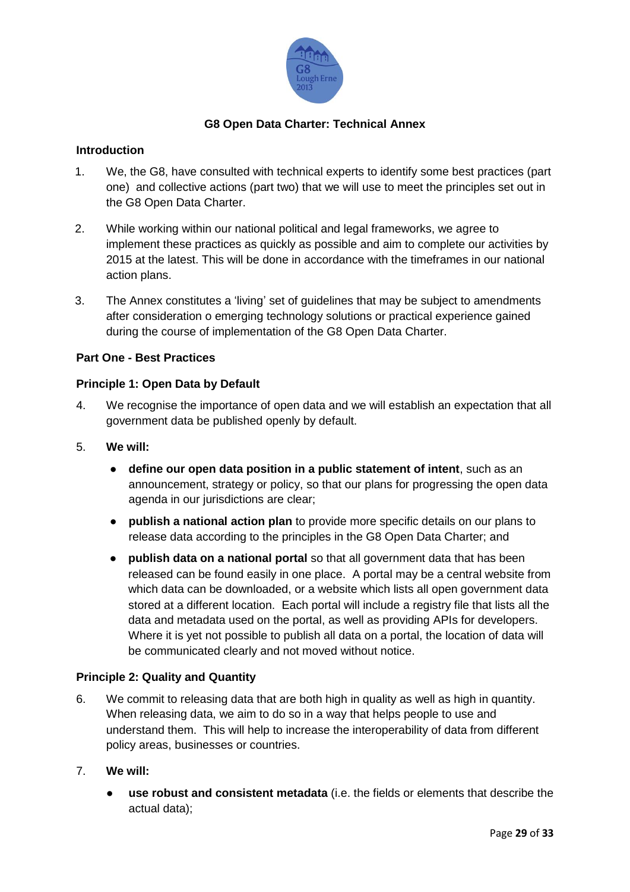# G8 Open Data Charter: Technical Annex

## Introduction

1. We, the G8, have consulted with technical experts to identify some best practices (part one) and collective actions (part two) that we will use to meet the principles set out in the G8 Open Data Charter.

2. While working within our national political and legal frameworks, we agree to implement these practices as quickly as possible and aim to complete our activities by 2015 at the latest. This will be done in accordance with the timeframes in our national action plans.

3. The Annex constitutes a 'living' set of guidelines that may be subject to amendments after consideration o emerging technology solutions or practical experience gained during the course of implementation of the G8 Open Data Charter.

## Part One - Best Practices

### Principle 1: Open Data by Default

4. We recognise the importance of open data and we will establish an expectation that all government data be published openly by default.

5. **We will:**

   - **define our open data position in a public statement of intent**, such as an announcement, strategy or policy, so that our plans for progressing the open data agenda in our jurisdictions are clear;
   - **publish a national action plan** to provide more specific details on our plans to release data according to the principles in the G8 Open Data Charter; and
   - **publish data on a national portal** so that all government data that has been released can be found easily in one place. A portal may be a central website from which data can be downloaded, or a website which lists all open government data stored at a different location. Each portal will include a registry file that lists all the data and metadata used on the portal, as well as providing APIs for developers. Where it is yet not possible to publish all data on a portal, the location of data will be communicated clearly and not moved without notice.

### Principle 2: Quality and Quantity

6. We commit to releasing data that are both high in quality as well as high in quantity. When releasing data, we aim to do so in a way that helps people to use and understand them. This will help to increase the interoperability of data from different policy areas, businesses or countries.

7. **We will:**

   - **use robust and consistent metadata** (i.e. the fields or elements that describe the actual data);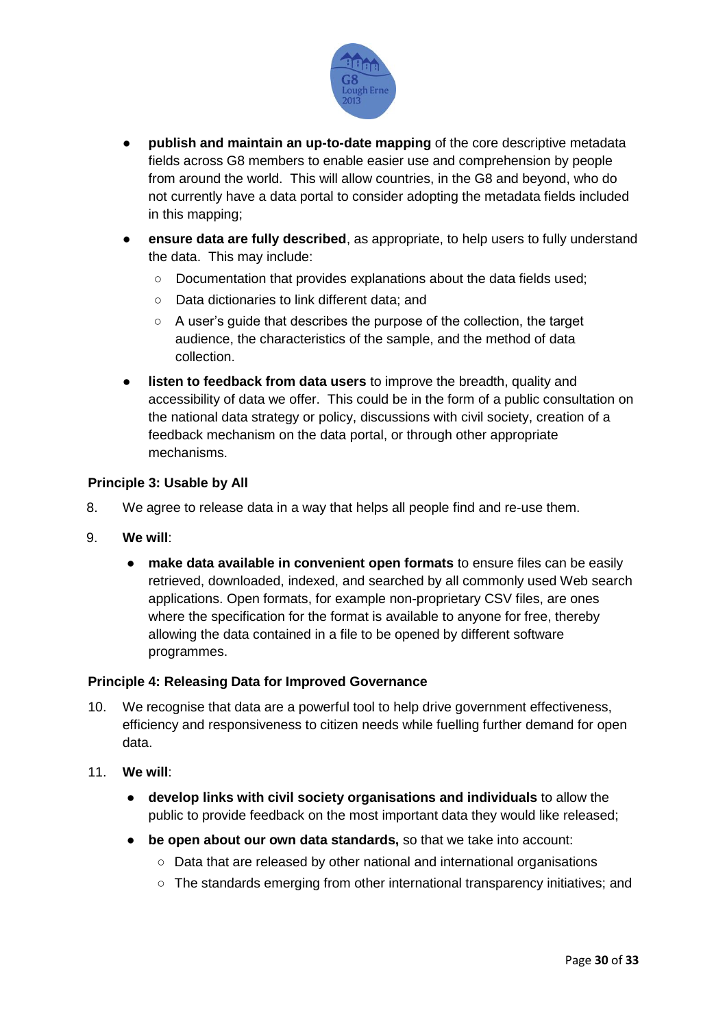- **publish and maintain an up-to-date mapping** of the core descriptive metadata fields across G8 members to enable easier use and comprehension by people from around the world. This will allow countries, in the G8 and beyond, who do not currently have a data portal to consider adopting the metadata fields included in this mapping;
- **ensure data are fully described**, as appropriate, to help users to fully understand the data. This may include:
  - Documentation that provides explanations about the data fields used;
  - Data dictionaries to link different data; and
  - A user's guide that describes the purpose of the collection, the target audience, the characteristics of the sample, and the method of data collection.
- **listen to feedback from data users** to improve the breadth, quality and accessibility of data we offer. This could be in the form of a public consultation on the national data strategy or policy, discussions with civil society, creation of a feedback mechanism on the data portal, or through other appropriate mechanisms.

**Principle 3: Usable by All**

8. We agree to release data in a way that helps all people find and re-use them.

9. **We will**:
   - **make data available in convenient open formats** to ensure files can be easily retrieved, downloaded, indexed, and searched by all commonly used Web search applications. Open formats, for example non-proprietary CSV files, are ones where the specification for the format is available to anyone for free, thereby allowing the data contained in a file to be opened by different software programmes.

**Principle 4: Releasing Data for Improved Governance**

10. We recognise that data are a powerful tool to help drive government effectiveness, efficiency and responsiveness to citizen needs while fuelling further demand for open data.

11. **We will**:
    - **develop links with civil society organisations and individuals** to allow the public to provide feedback on the most important data they would like released;
    - **be open about our own data standards,** so that we take into account:
      - Data that are released by other national and international organisations
      - The standards emerging from other international transparency initiatives; and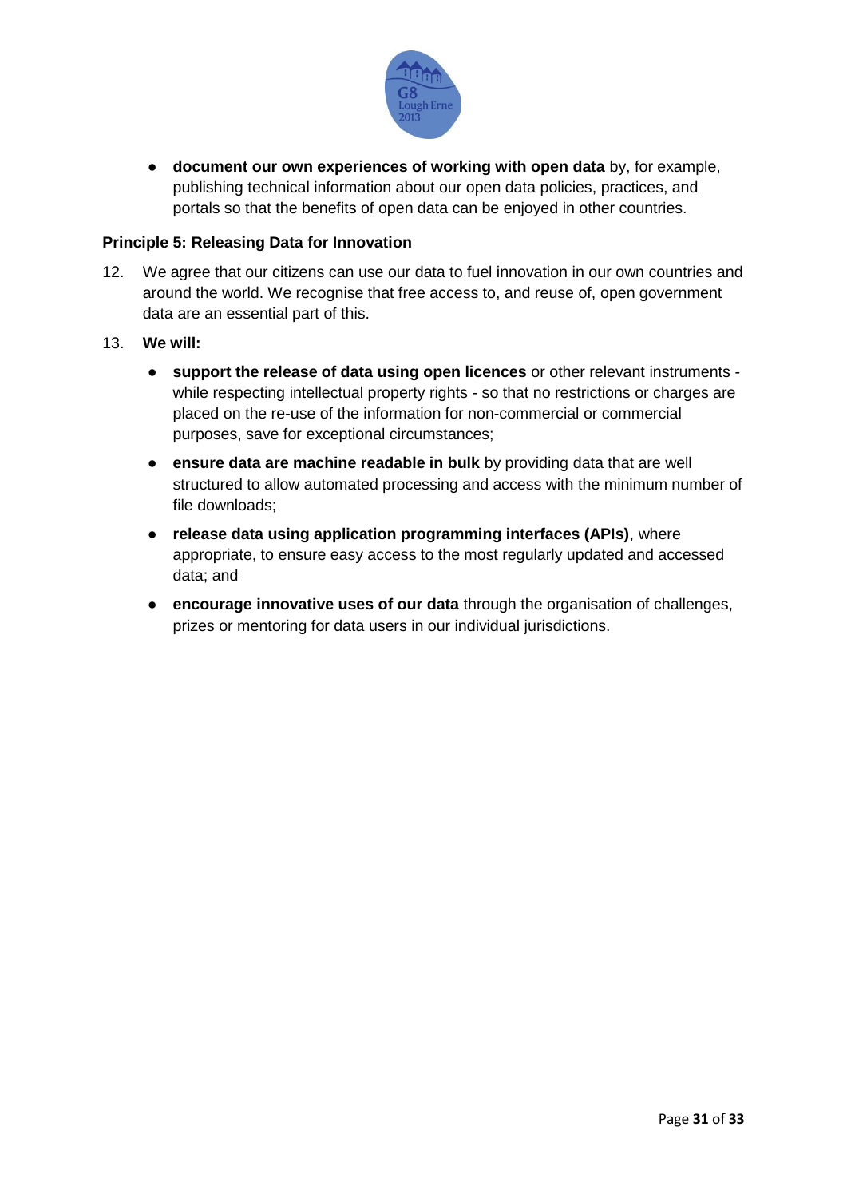- **document our own experiences of working with open data** by, for example, publishing technical information about our open data policies, practices, and portals so that the benefits of open data can be enjoyed in other countries.

**Principle 5: Releasing Data for Innovation**

12. We agree that our citizens can use our data to fuel innovation in our own countries and around the world. We recognise that free access to, and reuse of, open government data are an essential part of this.

13. **We will:**

    - **support the release of data using open licences** or other relevant instruments - while respecting intellectual property rights - so that no restrictions or charges are placed on the re-use of the information for non-commercial or commercial purposes, save for exceptional circumstances;
    - **ensure data are machine readable in bulk** by providing data that are well structured to allow automated processing and access with the minimum number of file downloads;
    - **release data using application programming interfaces (APIs)**, where appropriate, to ensure easy access to the most regularly updated and accessed data; and
    - **encourage innovative uses of our data** through the organisation of challenges, prizes or mentoring for data users in our individual jurisdictions.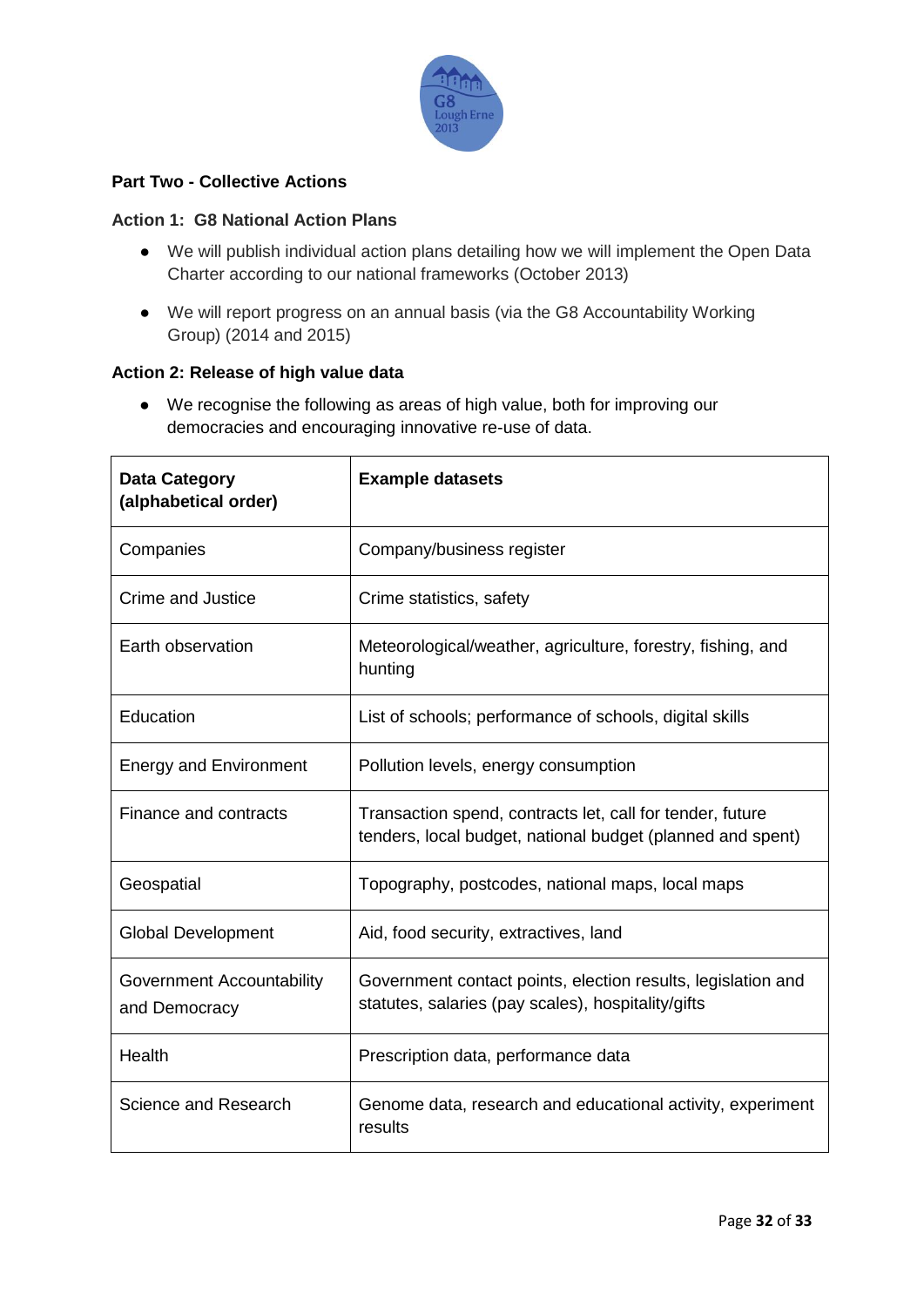**Part Two - Collective Actions**

**Action 1: G8 National Action Plans**

- We will publish individual action plans detailing how we will implement the Open Data Charter according to our national frameworks (October 2013)
- We will report progress on an annual basis (via the G8 Accountability Working Group) (2014 and 2015)

**Action 2: Release of high value data**

- We recognise the following as areas of high value, both for improving our democracies and encouraging innovative re-use of data.

| Data Category (alphabetical order) | Example datasets |
|---|---|
| Companies | Company/business register |
| Crime and Justice | Crime statistics, safety |
| Earth observation | Meteorological/weather, agriculture, forestry, fishing, and hunting |
| Education | List of schools; performance of schools, digital skills |
| Energy and Environment | Pollution levels, energy consumption |
| Finance and contracts | Transaction spend, contracts let, call for tender, future tenders, local budget, national budget (planned and spent) |
| Geospatial | Topography, postcodes, national maps, local maps |
| Global Development | Aid, food security, extractives, land |
| Government Accountability and Democracy | Government contact points, election results, legislation and statutes, salaries (pay scales), hospitality/gifts |
| Health | Prescription data, performance data |
| Science and Research | Genome data, research and educational activity, experiment results |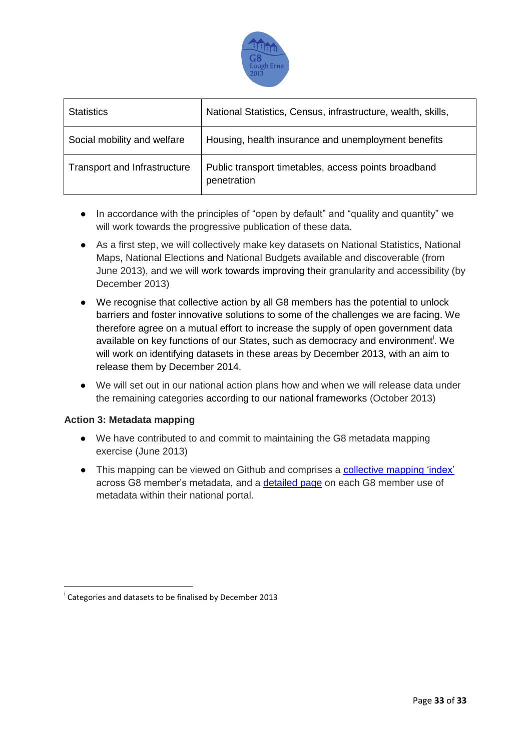| | |
|---|---|
| Statistics | National Statistics, Census, infrastructure, wealth, skills, |
| Social mobility and welfare | Housing, health insurance and unemployment benefits |
| Transport and Infrastructure | Public transport timetables, access points broadband penetration |

- In accordance with the principles of "open by default" and "quality and quantity" we will work towards the progressive publication of these data.
- As a first step, we will collectively make key datasets on National Statistics, National Maps, National Elections and National Budgets available and discoverable (from June 2013), and we will work towards improving their granularity and accessibility (by December 2013)
- We recognise that collective action by all G8 members has the potential to unlock barriers and foster innovative solutions to some of the challenges we are facing. We therefore agree on a mutual effort to increase the supply of open government data available on key functions of our States, such as democracy and environment[i]. We will work on identifying datasets in these areas by December 2013, with an aim to release them by December 2014.
- We will set out in our national action plans how and when we will release data under the remaining categories according to our national frameworks (October 2013)

**Action 3: Metadata mapping**

- We have contributed to and commit to maintaining the G8 metadata mapping exercise (June 2013)
- This mapping can be viewed on Github and comprises a collective mapping 'index' across G8 member's metadata, and a detailed page on each G8 member use of metadata within their national portal.

[i] Categories and datasets to be finalised by December 2013